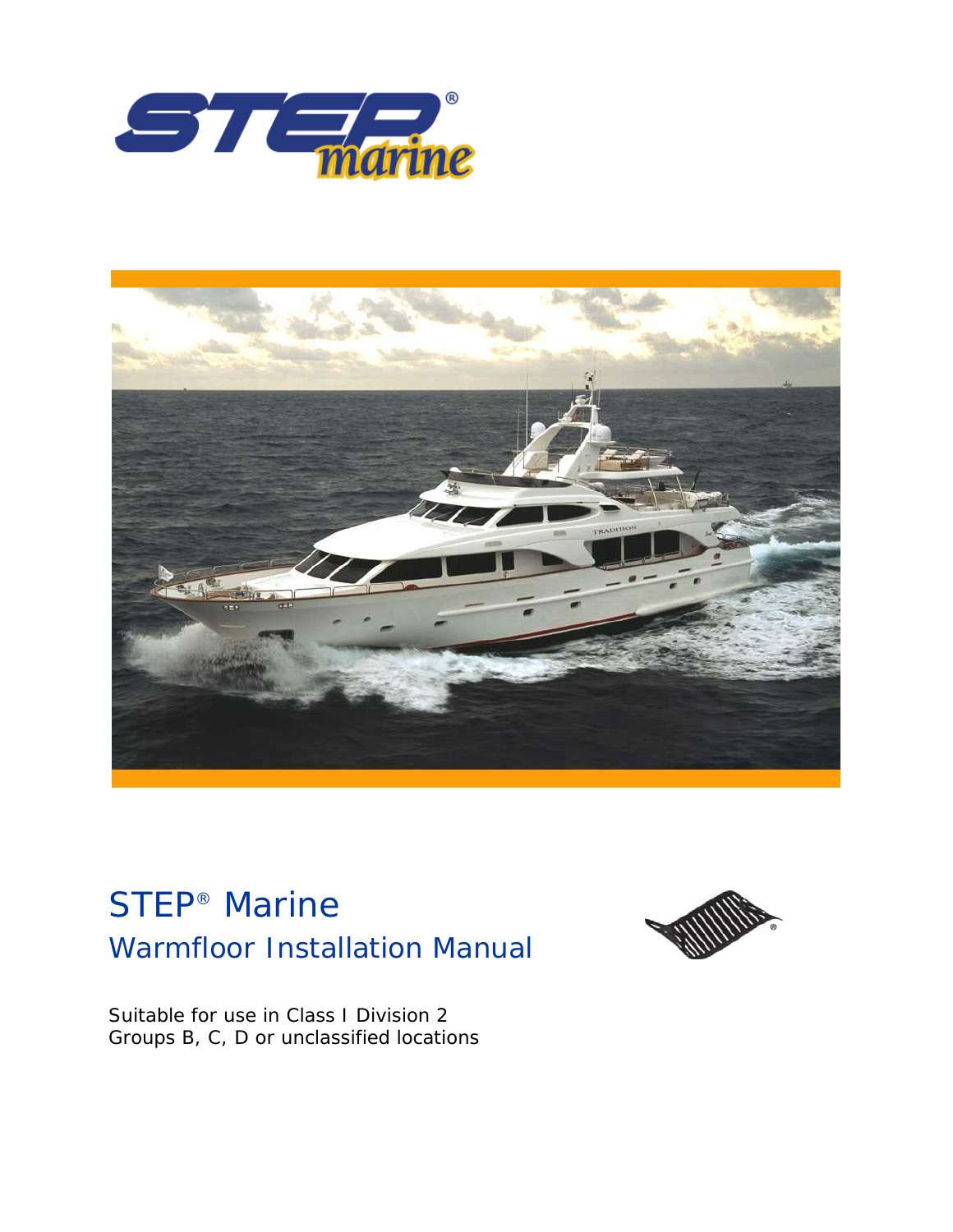# STEP® Marine

## Warmfloor Installation Manual

Suitable for use in Class I Division 2
Groups B, C, D or unclassified locations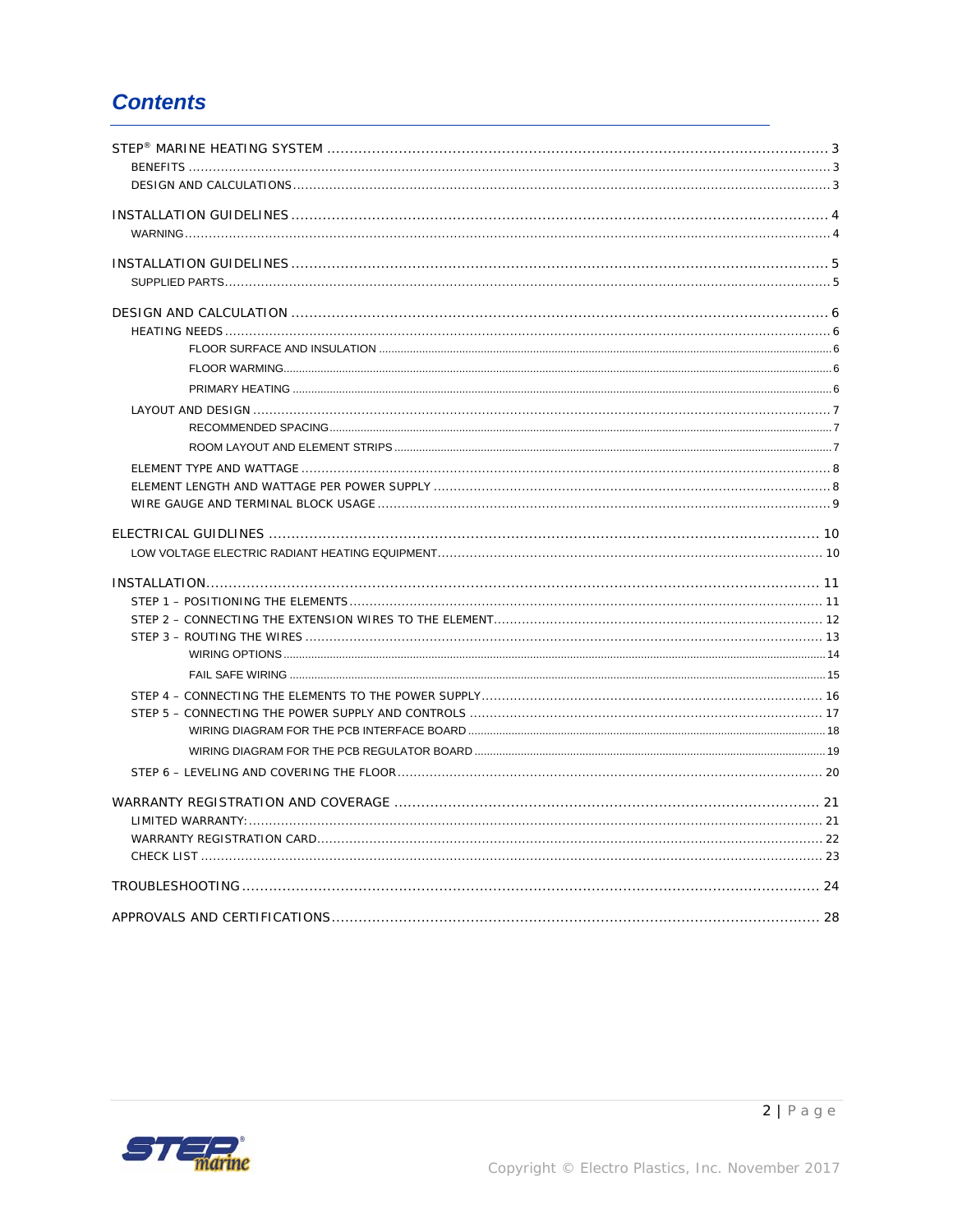# Contents

STEP® MARINE HEATING SYSTEM ............ 3
- BENEFITS ............ 3
- DESIGN AND CALCULATIONS ............ 3

INSTALLATION GUIDELINES ............ 4
- WARNING ............ 4

INSTALLATION GUIDELINES ............ 5
- SUPPLIED PARTS ............ 5

DESIGN AND CALCULATION ............ 6
- HEATING NEEDS ............ 6
  - FLOOR SURFACE AND INSULATION ............ 6
  - FLOOR WARMING ............ 6
  - PRIMARY HEATING ............ 6
- LAYOUT AND DESIGN ............ 7
  - RECOMMENDED SPACING ............ 7
  - ROOM LAYOUT AND ELEMENT STRIPS ............ 7
- ELEMENT TYPE AND WATTAGE ............ 8
- ELEMENT LENGTH AND WATTAGE PER POWER SUPPLY ............ 8
- WIRE GAUGE AND TERMINAL BLOCK USAGE ............ 9

ELECTRICAL GUIDLINES ............ 10
- LOW VOLTAGE ELECTRIC RADIANT HEATING EQUIPMENT ............ 10

INSTALLATION ............ 11
- STEP 1 – POSITIONING THE ELEMENTS ............ 11
- STEP 2 – CONNECTING THE EXTENSION WIRES TO THE ELEMENT ............ 12
- STEP 3 – ROUTING THE WIRES ............ 13
  - WIRING OPTIONS ............ 14
  - FAIL SAFE WIRING ............ 15
- STEP 4 – CONNECTING THE ELEMENTS TO THE POWER SUPPLY ............ 16
- STEP 5 – CONNECTING THE POWER SUPPLY AND CONTROLS ............ 17
  - WIRING DIAGRAM FOR THE PCB INTERFACE BOARD ............ 18
  - WIRING DIAGRAM FOR THE PCB REGULATOR BOARD ............ 19
- STEP 6 – LEVELING AND COVERING THE FLOOR ............ 20

WARRANTY REGISTRATION AND COVERAGE ............ 21
- LIMITED WARRANTY: ............ 21
- WARRANTY REGISTRATION CARD ............ 22
- CHECK LIST ............ 23

TROUBLESHOOTING ............ 24

APPROVALS AND CERTIFICATIONS ............ 28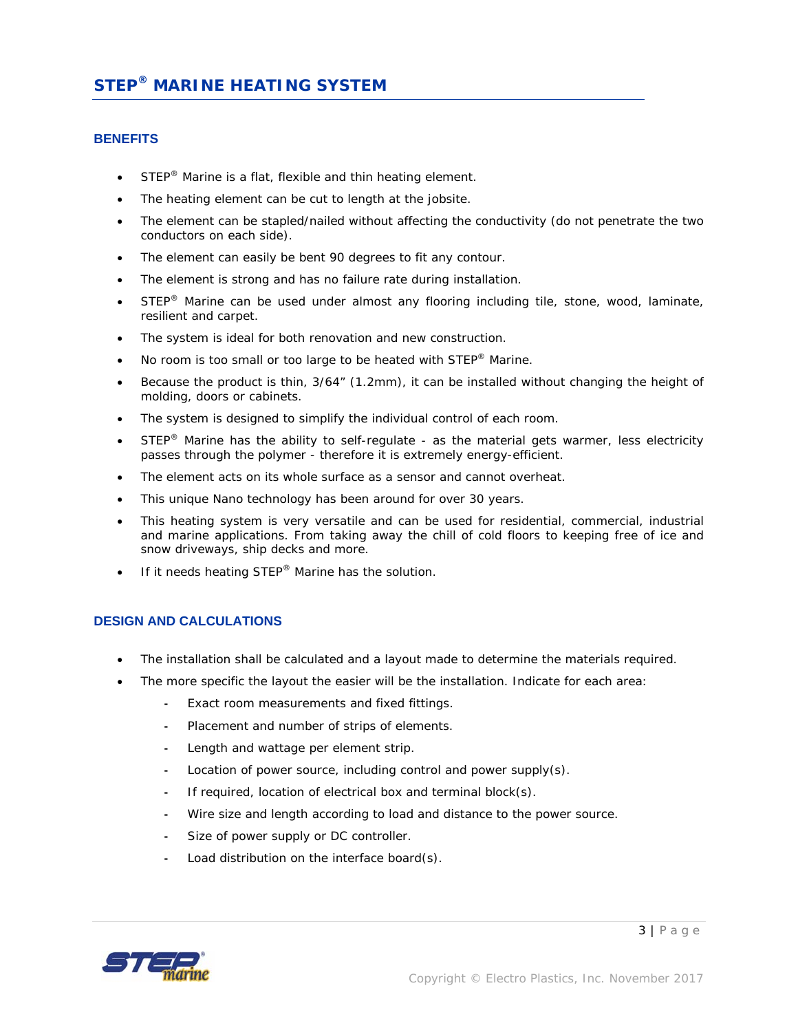# STEP® MARINE HEATING SYSTEM

## BENEFITS

- STEP® Marine is a flat, flexible and thin heating element.
- The heating element can be cut to length at the jobsite.
- The element can be stapled/nailed without affecting the conductivity (do not penetrate the two conductors on each side).
- The element can easily be bent 90 degrees to fit any contour.
- The element is strong and has no failure rate during installation.
- STEP® Marine can be used under almost any flooring including tile, stone, wood, laminate, resilient and carpet.
- The system is ideal for both renovation and new construction.
- No room is too small or too large to be heated with STEP® Marine.
- Because the product is thin, 3/64" (1.2mm), it can be installed without changing the height of molding, doors or cabinets.
- The system is designed to simplify the individual control of each room.
- STEP® Marine has the ability to self-regulate - as the material gets warmer, less electricity passes through the polymer - therefore it is extremely energy-efficient.
- The element acts on its whole surface as a sensor and cannot overheat.
- This unique Nano technology has been around for over 30 years.
- This heating system is very versatile and can be used for residential, commercial, industrial and marine applications. From taking away the chill of cold floors to keeping free of ice and snow driveways, ship decks and more.
- If it needs heating STEP® Marine has the solution.

## DESIGN AND CALCULATIONS

- The installation shall be calculated and a layout made to determine the materials required.
- The more specific the layout the easier will be the installation. Indicate for each area:
  - Exact room measurements and fixed fittings.
  - Placement and number of strips of elements.
  - Length and wattage per element strip.
  - Location of power source, including control and power supply(s).
  - If required, location of electrical box and terminal block(s).
  - Wire size and length according to load and distance to the power source.
  - Size of power supply or DC controller.
  - Load distribution on the interface board(s).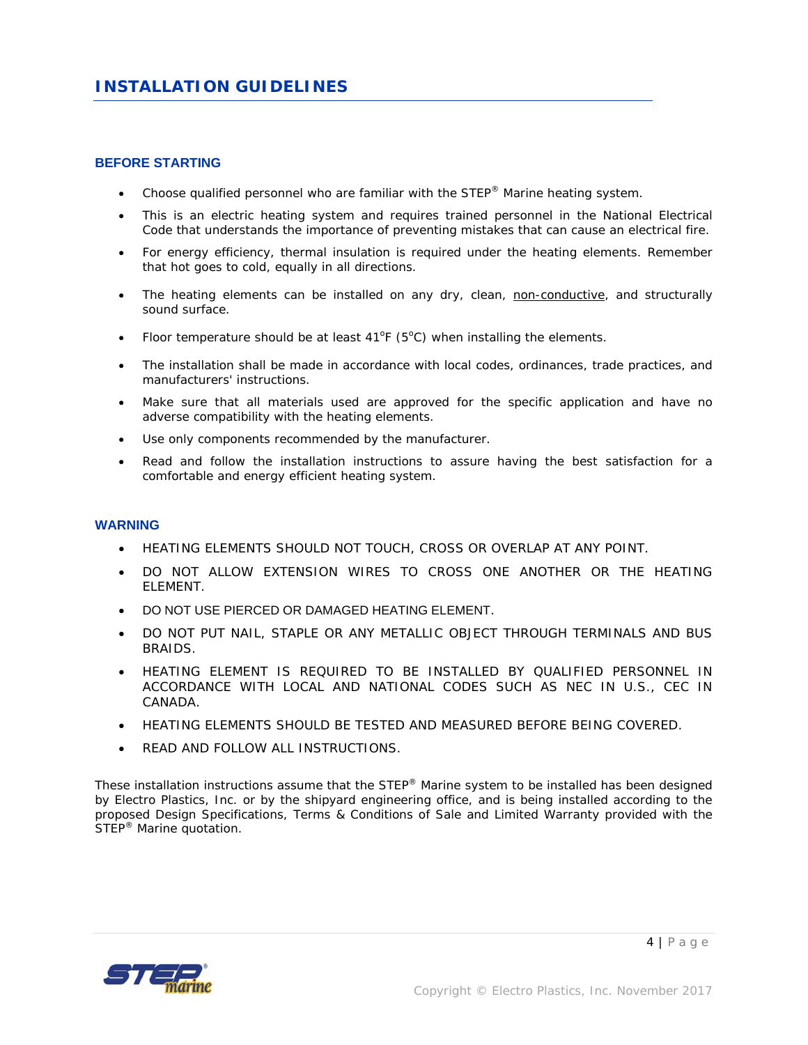# INSTALLATION GUIDELINES

## BEFORE STARTING

- Choose qualified personnel who are familiar with the STEP® Marine heating system.
- This is an electric heating system and requires trained personnel in the National Electrical Code that understands the importance of preventing mistakes that can cause an electrical fire.
- For energy efficiency, thermal insulation is required under the heating elements. Remember that hot goes to cold, equally in all directions.
- The heating elements can be installed on any dry, clean, <u>non-conductive</u>, and structurally sound surface.
- Floor temperature should be at least 41°F (5°C) when installing the elements.
- The installation shall be made in accordance with local codes, ordinances, trade practices, and manufacturers' instructions.
- Make sure that all materials used are approved for the specific application and have no adverse compatibility with the heating elements.
- Use only components recommended by the manufacturer.
- Read and follow the installation instructions to assure having the best satisfaction for a comfortable and energy efficient heating system.

## WARNING

- HEATING ELEMENTS SHOULD NOT TOUCH, CROSS OR OVERLAP AT ANY POINT.
- DO NOT ALLOW EXTENSION WIRES TO CROSS ONE ANOTHER OR THE HEATING ELEMENT.
- DO NOT USE PIERCED OR DAMAGED HEATING ELEMENT.
- DO NOT PUT NAIL, STAPLE OR ANY METALLIC OBJECT THROUGH TERMINALS AND BUS BRAIDS.
- HEATING ELEMENT IS REQUIRED TO BE INSTALLED BY QUALIFIED PERSONNEL IN ACCORDANCE WITH LOCAL AND NATIONAL CODES SUCH AS NEC IN U.S., CEC IN CANADA.
- HEATING ELEMENTS SHOULD BE TESTED AND MEASURED BEFORE BEING COVERED.
- READ AND FOLLOW ALL INSTRUCTIONS.

These installation instructions assume that the STEP® Marine system to be installed has been designed by Electro Plastics, Inc. or by the shipyard engineering office, and is being installed according to the proposed Design Specifications, Terms & Conditions of Sale and Limited Warranty provided with the STEP® Marine quotation.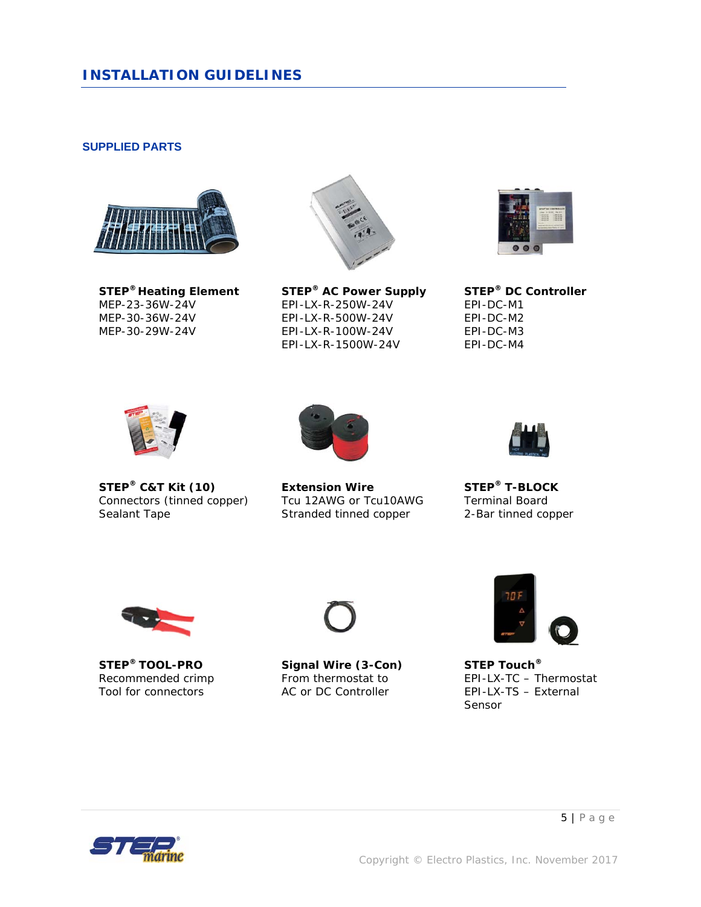## INSTALLATION GUIDELINES

### SUPPLIED PARTS

**STEP® Heating Element**
MEP-23-36W-24V
MEP-30-36W-24V
MEP-30-29W-24V

**STEP® AC Power Supply**
EPI-LX-R-250W-24V
EPI-LX-R-500W-24V
EPI-LX-R-100W-24V
EPI-LX-R-1500W-24V

**STEP® DC Controller**
EPI-DC-M1
EPI-DC-M2
EPI-DC-M3
EPI-DC-M4

**STEP® C&T Kit (10)**
Connectors (tinned copper)
Sealant Tape

**Extension Wire**
Tcu 12AWG or Tcu10AWG
Stranded tinned copper

**STEP® T-BLOCK**
Terminal Board
2-Bar tinned copper

**STEP® TOOL-PRO**
Recommended crimp
Tool for connectors

**Signal Wire (3-Con)**
From thermostat to
AC or DC Controller

**STEP Touch®**
EPI-LX-TC – Thermostat
EPI-LX-TS – External
Sensor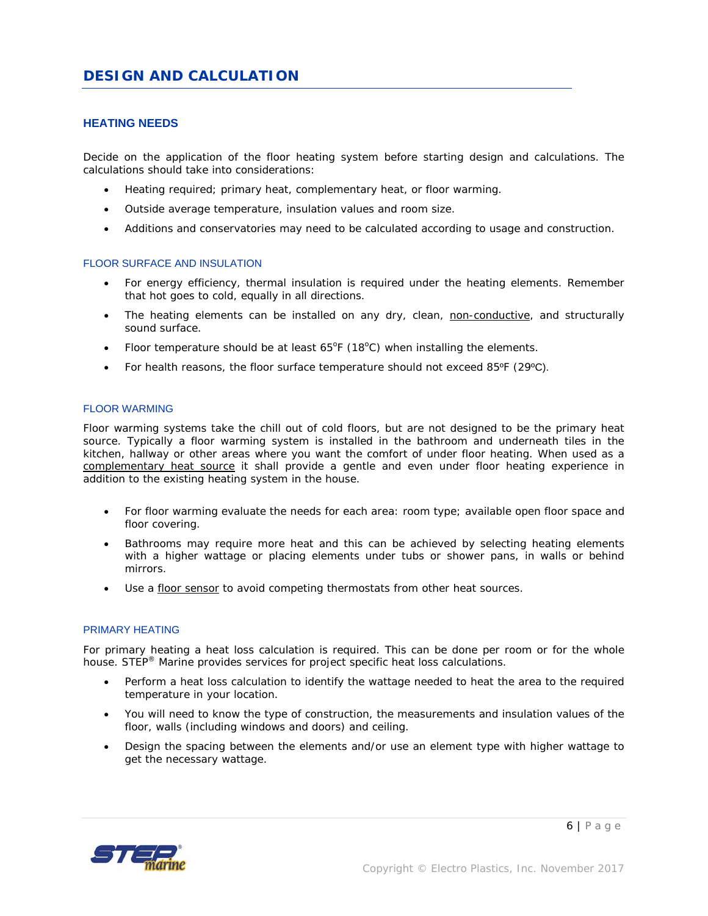# DESIGN AND CALCULATION

## HEATING NEEDS

Decide on the application of the floor heating system before starting design and calculations. The calculations should take into considerations:

- Heating required; primary heat, complementary heat, or floor warming.
- Outside average temperature, insulation values and room size.
- Additions and conservatories may need to be calculated according to usage and construction.

### FLOOR SURFACE AND INSULATION

- For energy efficiency, thermal insulation is required under the heating elements. Remember that hot goes to cold, equally in all directions.
- The heating elements can be installed on any dry, clean, non-conductive, and structurally sound surface.
- Floor temperature should be at least 65°F (18°C) when installing the elements.
- For health reasons, the floor surface temperature should not exceed 85ºF (29ºC).

### FLOOR WARMING

Floor warming systems take the chill out of cold floors, but are not designed to be the primary heat source. Typically a floor warming system is installed in the bathroom and underneath tiles in the kitchen, hallway or other areas where you want the comfort of under floor heating. When used as a complementary heat source it shall provide a gentle and even under floor heating experience in addition to the existing heating system in the house.

- For floor warming evaluate the needs for each area: room type; available open floor space and floor covering.
- Bathrooms may require more heat and this can be achieved by selecting heating elements with a higher wattage or placing elements under tubs or shower pans, in walls or behind mirrors.
- Use a floor sensor to avoid competing thermostats from other heat sources.

### PRIMARY HEATING

For primary heating a heat loss calculation is required. This can be done per room or for the whole house. STEP® Marine provides services for project specific heat loss calculations.

- Perform a heat loss calculation to identify the wattage needed to heat the area to the required temperature in your location.
- You will need to know the type of construction, the measurements and insulation values of the floor, walls (including windows and doors) and ceiling.
- Design the spacing between the elements and/or use an element type with higher wattage to get the necessary wattage.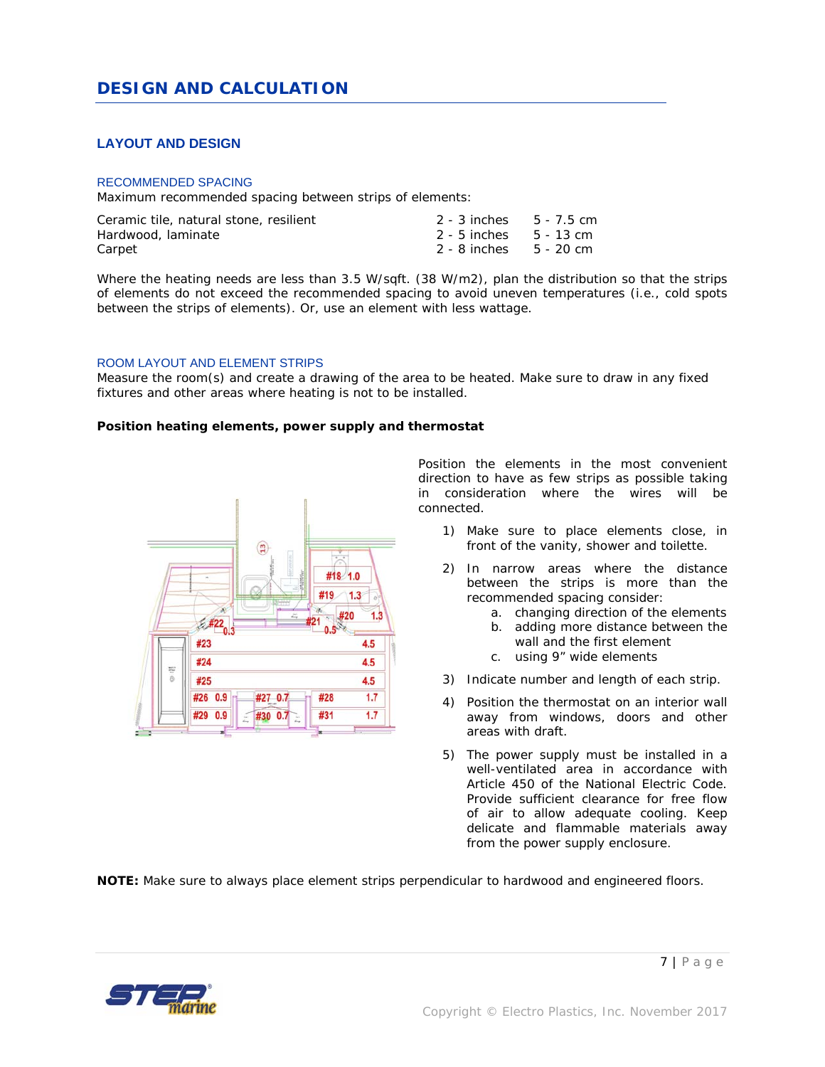# DESIGN AND CALCULATION

## LAYOUT AND DESIGN

### RECOMMENDED SPACING

Maximum recommended spacing between strips of elements:

| | | |
|---|---|---|
| Ceramic tile, natural stone, resilient | 2 - 3 inches | 5 - 7.5 cm |
| Hardwood, laminate | 2 - 5 inches | 5 - 13 cm |
| Carpet | 2 - 8 inches | 5 - 20 cm |

Where the heating needs are less than 3.5 W/sqft. (38 W/m2), plan the distribution so that the strips of elements do not exceed the recommended spacing to avoid uneven temperatures (i.e., cold spots between the strips of elements). Or, use an element with less wattage.

### ROOM LAYOUT AND ELEMENT STRIPS

Measure the room(s) and create a drawing of the area to be heated. Make sure to draw in any fixed fixtures and other areas where heating is not to be installed.

**Position heating elements, power supply and thermostat**

Position the elements in the most convenient direction to have as few strips as possible taking in consideration where the wires will be connected.

1) Make sure to place elements close, in front of the vanity, shower and toilette.
2) In narrow areas where the distance between the strips is more than the recommended spacing consider:
    a. changing direction of the elements
    b. adding more distance between the wall and the first element
    c. using 9" wide elements
3) Indicate number and length of each strip.
4) Position the thermostat on an interior wall away from windows, doors and other areas with draft.
5) The power supply must be installed in a well-ventilated area in accordance with Article 450 of the National Electric Code. Provide sufficient clearance for free flow of air to allow adequate cooling. Keep delicate and flammable materials away from the power supply enclosure.

**NOTE:** Make sure to always place element strips perpendicular to hardwood and engineered floors.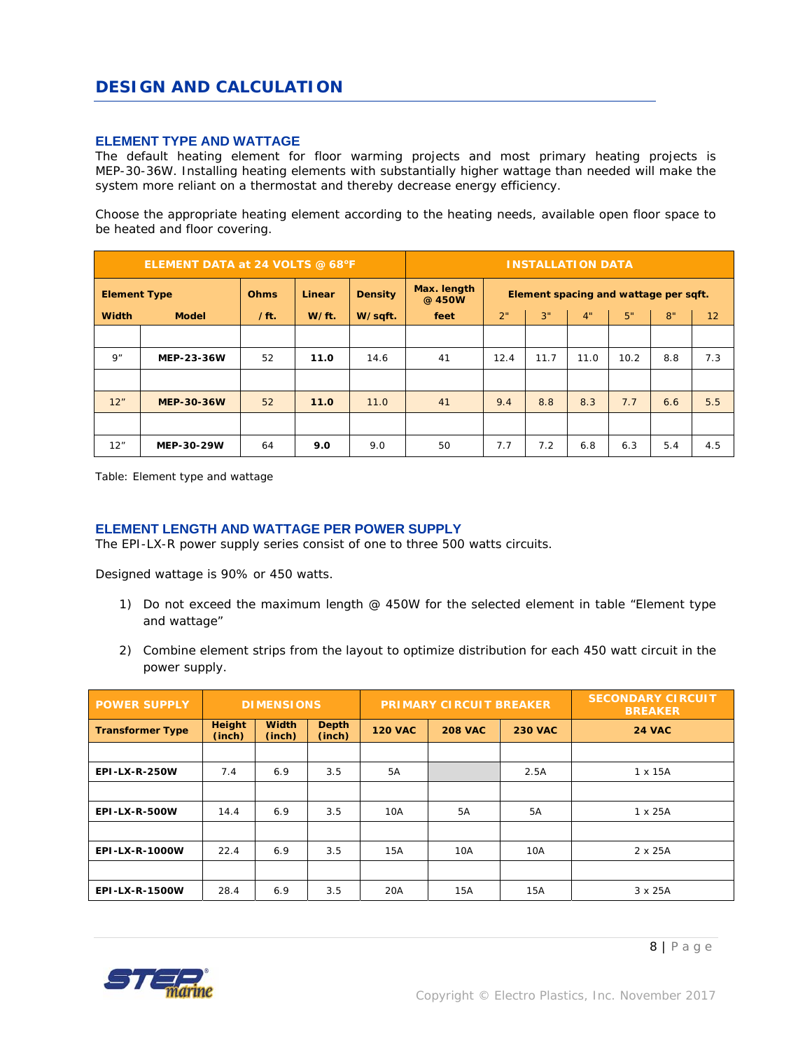## DESIGN AND CALCULATION

### ELEMENT TYPE AND WATTAGE

The default heating element for floor warming projects and most primary heating projects is MEP-30-36W. Installing heating elements with substantially higher wattage than needed will make the system more reliant on a thermostat and thereby decrease energy efficiency.

Choose the appropriate heating element according to the heating needs, available open floor space to be heated and floor covering.

| ELEMENT DATA at 24 VOLTS @ 68°F | | | | | INSTALLATION DATA | | | | | | |
|---|---|---|---|---|---|---|---|---|---|---|---|
| Element Type | | Ohms | Linear | Density | Max. length @ 450W | Element spacing and wattage per sqft. | | | | | |
| Width | Model | / ft. | W/ ft. | W/ sqft. | feet | 2" | 3" | 4" | 5" | 8" | 12 |
| 9" | MEP-23-36W | 52 | **11.0** | 14.6 | 41 | 12.4 | 11.7 | 11.0 | 10.2 | 8.8 | 7.3 |
| 12" | MEP-30-36W | 52 | **11.0** | 11.0 | 41 | 9.4 | 8.8 | 8.3 | 7.7 | 6.6 | 5.5 |
| 12" | MEP-30-29W | 64 | **9.0** | 9.0 | 50 | 7.7 | 7.2 | 6.8 | 6.3 | 5.4 | 4.5 |

Table: Element type and wattage

### ELEMENT LENGTH AND WATTAGE PER POWER SUPPLY

The EPI-LX-R power supply series consist of one to three 500 watts circuits.

Designed wattage is 90% or 450 watts.

1) Do not exceed the maximum length @ 450W for the selected element in table "Element type and wattage"
2) Combine element strips from the layout to optimize distribution for each 450 watt circuit in the power supply.

| POWER SUPPLY | DIMENSIONS | | | PRIMARY CIRCUIT BREAKER | | | SECONDARY CIRCUIT BREAKER |
|---|---|---|---|---|---|---|---|
| Transformer Type | Height (inch) | Width (inch) | Depth (inch) | 120 VAC | 208 VAC | 230 VAC | 24 VAC |
| EPI-LX-R-250W | 7.4 | 6.9 | 3.5 | 5A | | 2.5A | 1 x 15A |
| EPI-LX-R-500W | 14.4 | 6.9 | 3.5 | 10A | 5A | 5A | 1 x 25A |
| EPI-LX-R-1000W | 22.4 | 6.9 | 3.5 | 15A | 10A | 10A | 2 x 25A |
| EPI-LX-R-1500W | 28.4 | 6.9 | 3.5 | 20A | 15A | 15A | 3 x 25A |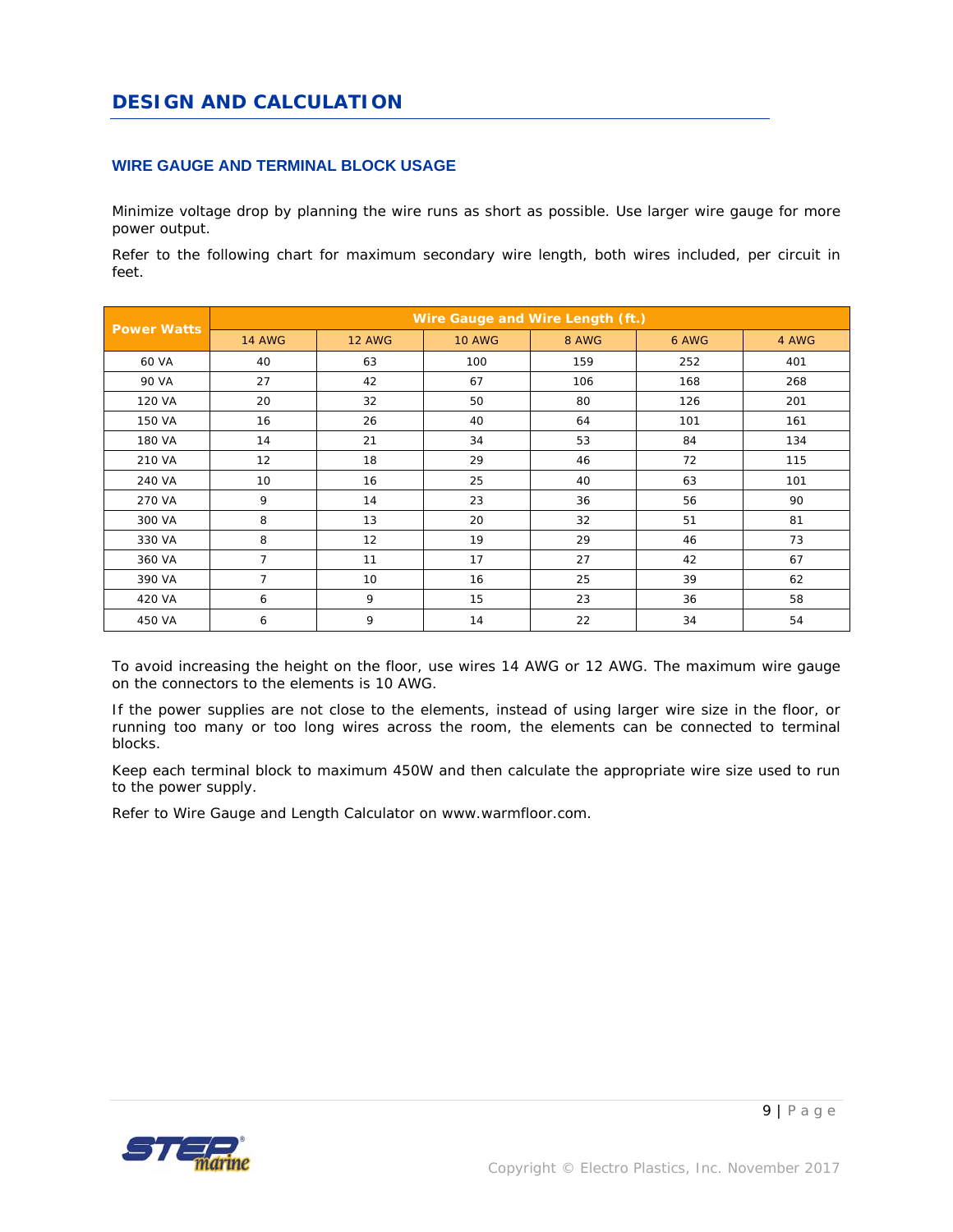# DESIGN AND CALCULATION

## WIRE GAUGE AND TERMINAL BLOCK USAGE

Minimize voltage drop by planning the wire runs as short as possible. Use larger wire gauge for more power output.

Refer to the following chart for maximum secondary wire length, both wires included, per circuit in feet.

| Power Watts | Wire Gauge and Wire Length (ft.) | | | | | |
|---|---|---|---|---|---|---|
| | 14 AWG | 12 AWG | 10 AWG | 8 AWG | 6 AWG | 4 AWG |
| 60 VA | 40 | 63 | 100 | 159 | 252 | 401 |
| 90 VA | 27 | 42 | 67 | 106 | 168 | 268 |
| 120 VA | 20 | 32 | 50 | 80 | 126 | 201 |
| 150 VA | 16 | 26 | 40 | 64 | 101 | 161 |
| 180 VA | 14 | 21 | 34 | 53 | 84 | 134 |
| 210 VA | 12 | 18 | 29 | 46 | 72 | 115 |
| 240 VA | 10 | 16 | 25 | 40 | 63 | 101 |
| 270 VA | 9 | 14 | 23 | 36 | 56 | 90 |
| 300 VA | 8 | 13 | 20 | 32 | 51 | 81 |
| 330 VA | 8 | 12 | 19 | 29 | 46 | 73 |
| 360 VA | 7 | 11 | 17 | 27 | 42 | 67 |
| 390 VA | 7 | 10 | 16 | 25 | 39 | 62 |
| 420 VA | 6 | 9 | 15 | 23 | 36 | 58 |
| 450 VA | 6 | 9 | 14 | 22 | 34 | 54 |

To avoid increasing the height on the floor, use wires 14 AWG or 12 AWG. The maximum wire gauge on the connectors to the elements is 10 AWG.

If the power supplies are not close to the elements, instead of using larger wire size in the floor, or running too many or too long wires across the room, the elements can be connected to terminal blocks.

Keep each terminal block to maximum 450W and then calculate the appropriate wire size used to run to the power supply.

Refer to Wire Gauge and Length Calculator on www.warmfloor.com.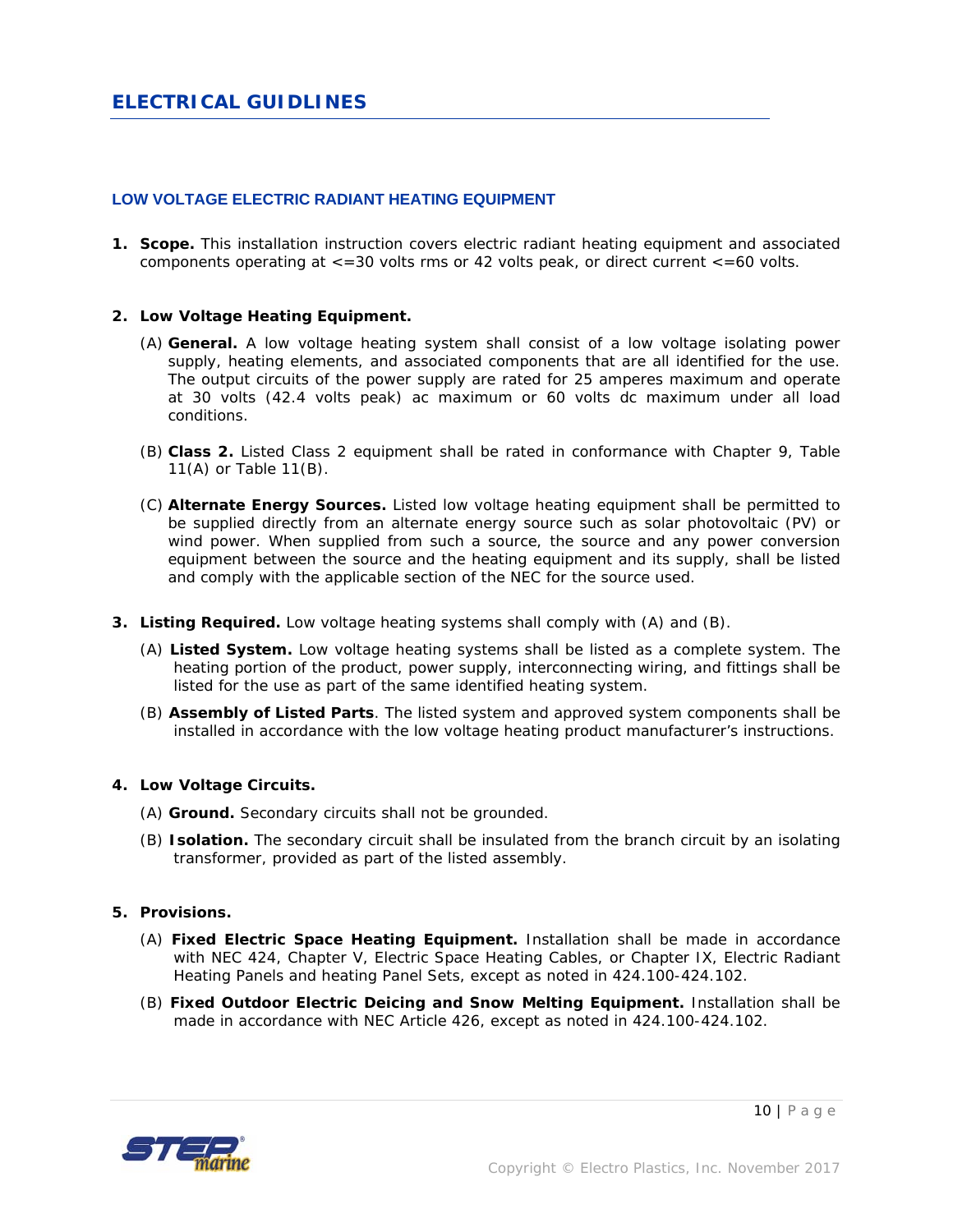## ELECTRICAL GUIDLINES

### LOW VOLTAGE ELECTRIC RADIANT HEATING EQUIPMENT

1. **Scope.** This installation instruction covers electric radiant heating equipment and associated components operating at <=30 volts rms or 42 volts peak, or direct current <=60 volts.

2. **Low Voltage Heating Equipment.**

   (A) **General.** A low voltage heating system shall consist of a low voltage isolating power supply, heating elements, and associated components that are all identified for the use. The output circuits of the power supply are rated for 25 amperes maximum and operate at 30 volts (42.4 volts peak) ac maximum or 60 volts dc maximum under all load conditions.

   (B) **Class 2.** Listed Class 2 equipment shall be rated in conformance with Chapter 9, Table 11(A) or Table 11(B).

   (C) **Alternate Energy Sources.** Listed low voltage heating equipment shall be permitted to be supplied directly from an alternate energy source such as solar photovoltaic (PV) or wind power. When supplied from such a source, the source and any power conversion equipment between the source and the heating equipment and its supply, shall be listed and comply with the applicable section of the NEC for the source used.

3. **Listing Required.** Low voltage heating systems shall comply with (A) and (B).

   (A) **Listed System.** Low voltage heating systems shall be listed as a complete system. The heating portion of the product, power supply, interconnecting wiring, and fittings shall be listed for the use as part of the same identified heating system.

   (B) **Assembly of Listed Parts**. The listed system and approved system components shall be installed in accordance with the low voltage heating product manufacturer's instructions.

4. **Low Voltage Circuits.**

   (A) **Ground.** Secondary circuits shall not be grounded.

   (B) **Isolation.** The secondary circuit shall be insulated from the branch circuit by an isolating transformer, provided as part of the listed assembly.

5. **Provisions.**

   (A) **Fixed Electric Space Heating Equipment.** Installation shall be made in accordance with NEC 424, Chapter V, Electric Space Heating Cables, or Chapter IX, Electric Radiant Heating Panels and heating Panel Sets, except as noted in 424.100-424.102.

   (B) **Fixed Outdoor Electric Deicing and Snow Melting Equipment.** Installation shall be made in accordance with NEC Article 426, except as noted in 424.100-424.102.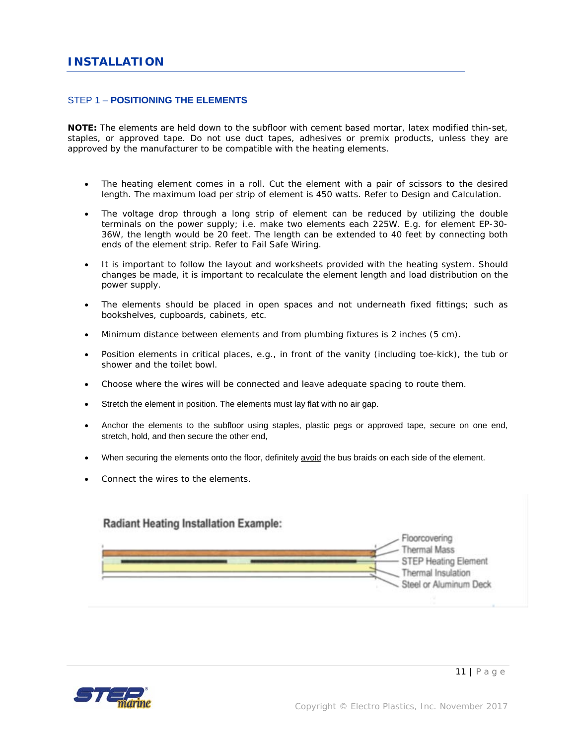# INSTALLATION

## STEP 1 – POSITIONING THE ELEMENTS

**NOTE:** The elements are held down to the subfloor with cement based mortar, latex modified thin-set, staples, or approved tape. Do not use duct tapes, adhesives or premix products, unless they are approved by the manufacturer to be compatible with the heating elements.

- The heating element comes in a roll. Cut the element with a pair of scissors to the desired length. The maximum load per strip of element is 450 watts. Refer to Design and Calculation.
- The voltage drop through a long strip of element can be reduced by utilizing the double terminals on the power supply; i.e. make two elements each 225W. E.g. for element EP-30-36W, the length would be 20 feet. The length can be extended to 40 feet by connecting both ends of the element strip. Refer to Fail Safe Wiring.
- It is important to follow the layout and worksheets provided with the heating system. Should changes be made, it is important to recalculate the element length and load distribution on the power supply.
- The elements should be placed in open spaces and not underneath fixed fittings; such as bookshelves, cupboards, cabinets, etc.
- Minimum distance between elements and from plumbing fixtures is 2 inches (5 cm).
- Position elements in critical places, e.g., in front of the vanity (including toe-kick), the tub or shower and the toilet bowl.
- Choose where the wires will be connected and leave adequate spacing to route them.
- Stretch the element in position. The elements must lay flat with no air gap.
- Anchor the elements to the subfloor using staples, plastic pegs or approved tape, secure on one end, stretch, hold, and then secure the other end,
- When securing the elements onto the floor, definitely <u>avoid</u> the bus braids on each side of the element.
- Connect the wires to the elements.

**Radiant Heating Installation Example:**

Floorcovering
Thermal Mass
STEP Heating Element
Thermal Insulation
Steel or Aluminum Deck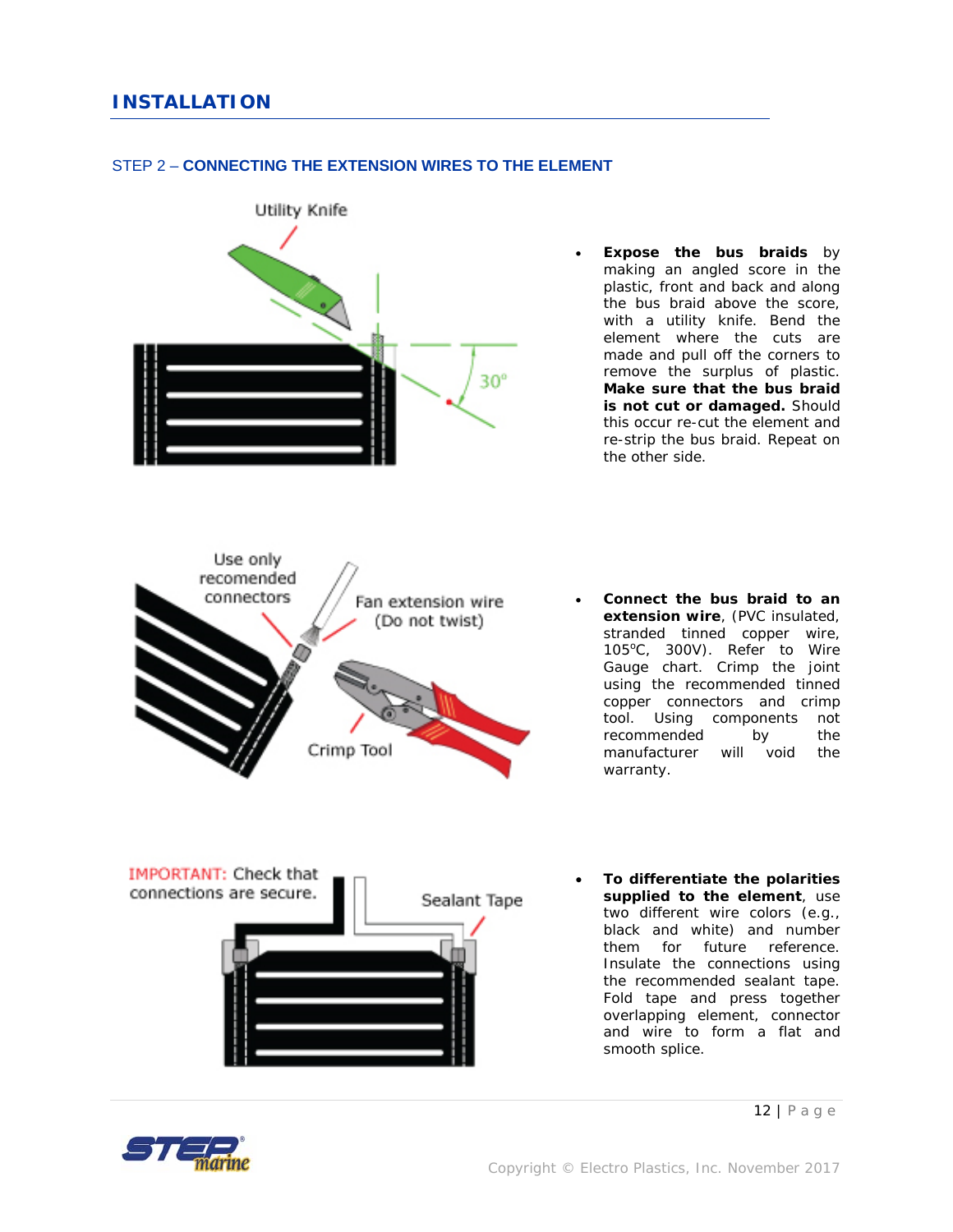# INSTALLATION

## STEP 2 – CONNECTING THE EXTENSION WIRES TO THE ELEMENT

- **Expose the bus braids** by making an angled score in the plastic, front and back and along the bus braid above the score, with a utility knife. Bend the element where the cuts are made and pull off the corners to remove the surplus of plastic. **Make sure that the bus braid is not cut or damaged.** Should this occur re-cut the element and re-strip the bus braid. Repeat on the other side.

- **Connect the bus braid to an extension wire**, (PVC insulated, stranded tinned copper wire, 105ºC, 300V). Refer to Wire Gauge chart. Crimp the joint using the recommended tinned copper connectors and crimp tool. Using components not recommended by the manufacturer will void the warranty.

- **To differentiate the polarities supplied to the element**, use two different wire colors (e.g., black and white) and number them for future reference. Insulate the connections using the recommended sealant tape. Fold tape and press together overlapping element, connector and wire to form a flat and smooth splice.

Copyright © Electro Plastics, Inc. November 2017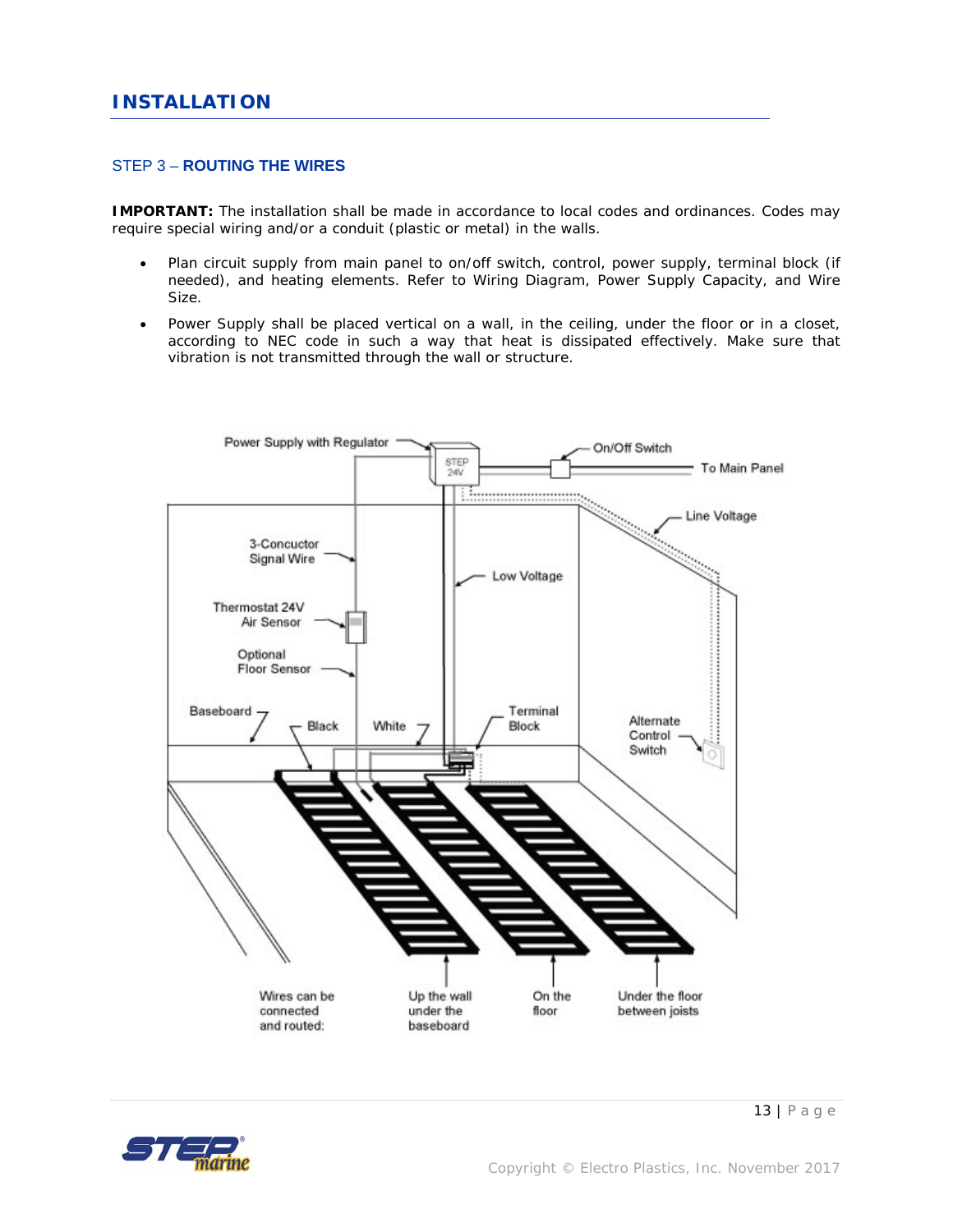# INSTALLATION

## STEP 3 – ROUTING THE WIRES

**IMPORTANT:** The installation shall be made in accordance to local codes and ordinances. Codes may require special wiring and/or a conduit (plastic or metal) in the walls.

- Plan circuit supply from main panel to on/off switch, control, power supply, terminal block (if needed), and heating elements. Refer to Wiring Diagram, Power Supply Capacity, and Wire Size.
- Power Supply shall be placed vertical on a wall, in the ceiling, under the floor or in a closet, according to NEC code in such a way that heat is dissipated effectively. Make sure that vibration is not transmitted through the wall or structure.

Power Supply with Regulator

On/Off Switch

To Main Panel

Line Voltage

3-Concuctor Signal Wire

Low Voltage

Thermostat 24V Air Sensor

Optional Floor Sensor

Baseboard

Black

White

Terminal Block

Alternate Control Switch

Wires can be connected and routed:

Up the wall under the baseboard

On the floor

Under the floor between joists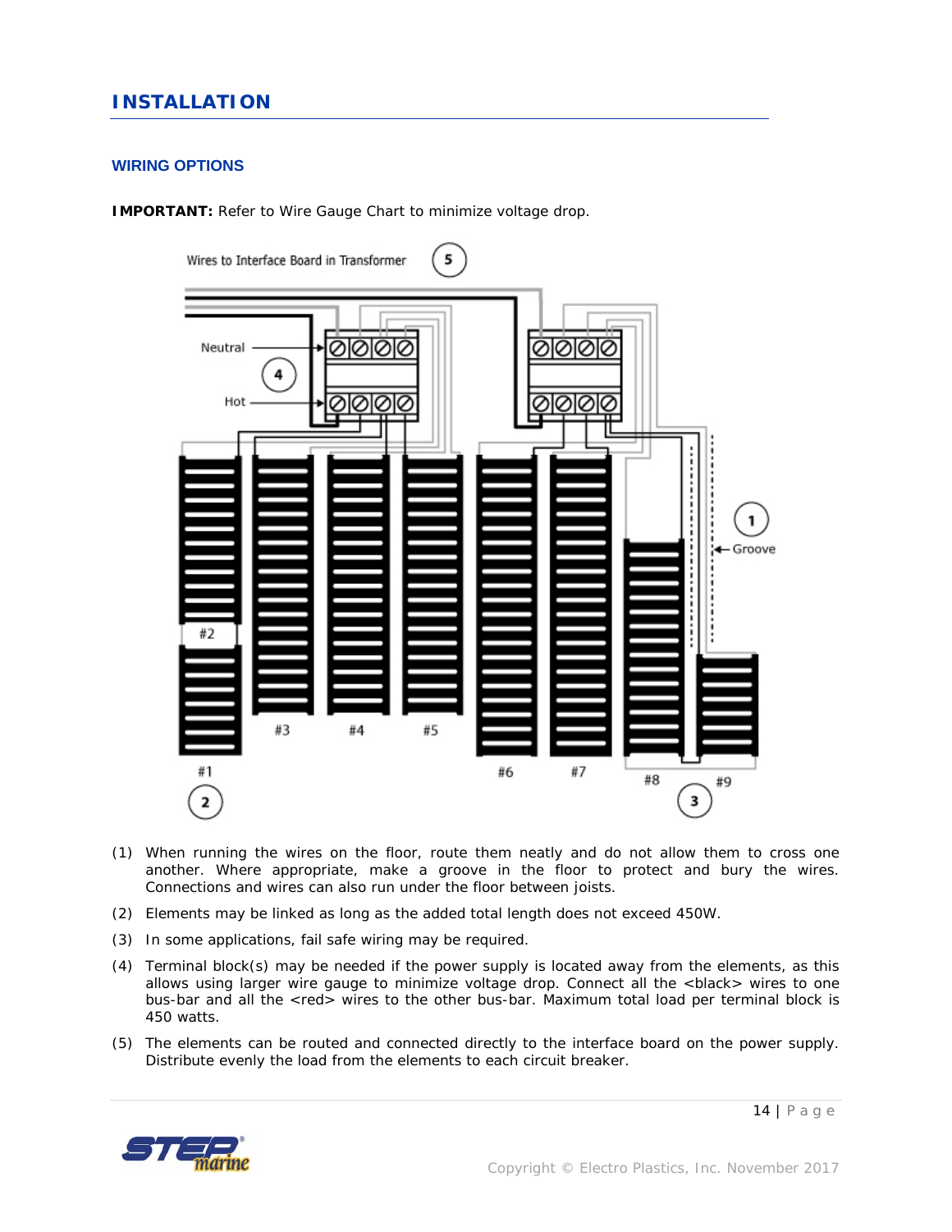# INSTALLATION

## WIRING OPTIONS

**IMPORTANT:** Refer to Wire Gauge Chart to minimize voltage drop.

(1) When running the wires on the floor, route them neatly and do not allow them to cross one another. Where appropriate, make a groove in the floor to protect and bury the wires. Connections and wires can also run under the floor between joists.

(2) Elements may be linked as long as the added total length does not exceed 450W.

(3) In some applications, fail safe wiring may be required.

(4) Terminal block(s) may be needed if the power supply is located away from the elements, as this allows using larger wire gauge to minimize voltage drop. Connect all the <black> wires to one bus-bar and all the <red> wires to the other bus-bar. Maximum total load per terminal block is 450 watts.

(5) The elements can be routed and connected directly to the interface board on the power supply. Distribute evenly the load from the elements to each circuit breaker.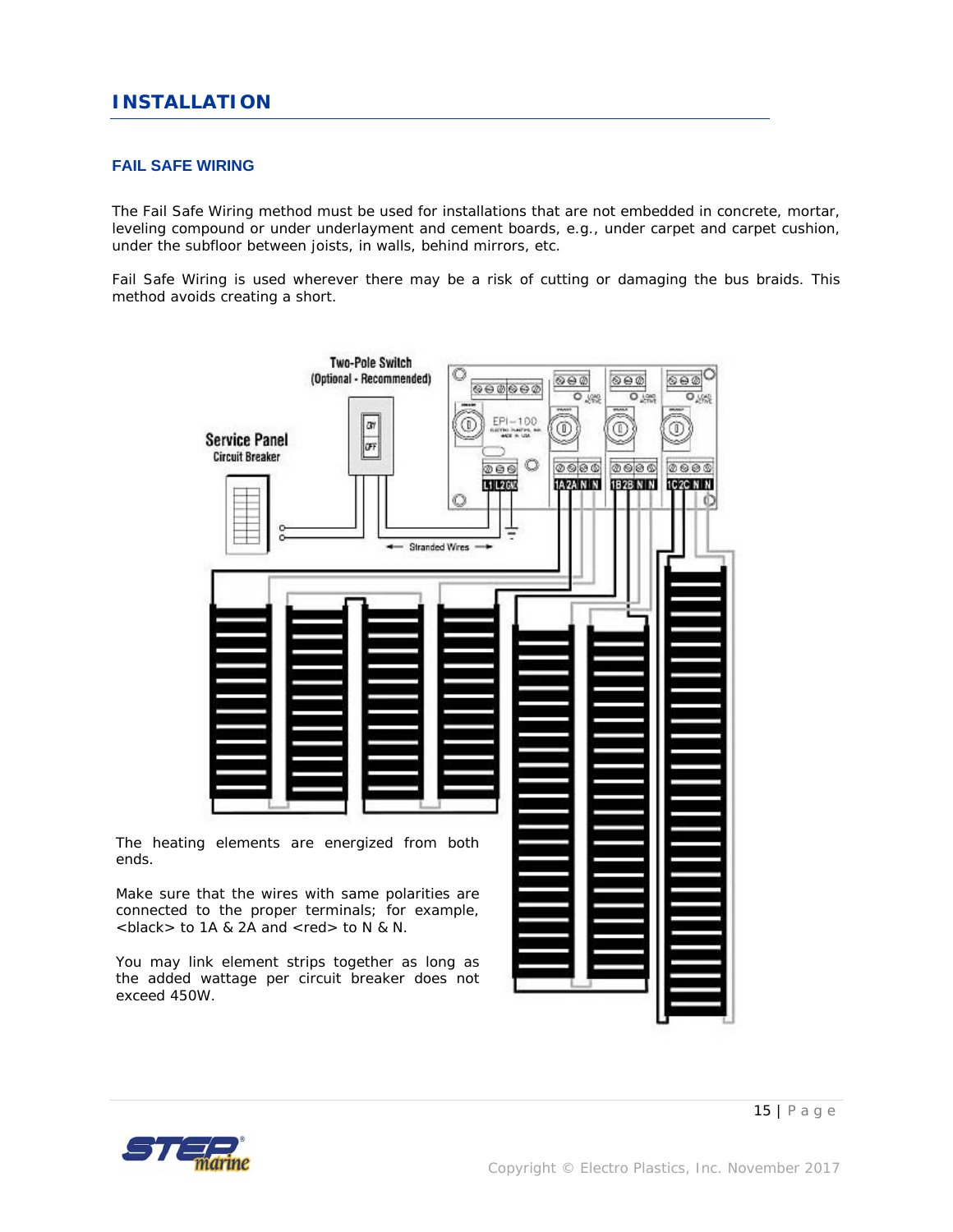# INSTALLATION

## FAIL SAFE WIRING

The Fail Safe Wiring method must be used for installations that are not embedded in concrete, mortar, leveling compound or under underlayment and cement boards, e.g., under carpet and carpet cushion, under the subfloor between joists, in walls, behind mirrors, etc.

Fail Safe Wiring is used wherever there may be a risk of cutting or damaging the bus braids. This method avoids creating a short.

Two-Pole Switch (Optional - Recommended)

Service Panel Circuit Breaker

Stranded Wires

The heating elements are energized from both ends.

Make sure that the wires with same polarities are connected to the proper terminals; for example, <black> to 1A & 2A and <red> to N & N.

You may link element strips together as long as the added wattage per circuit breaker does not exceed 450W.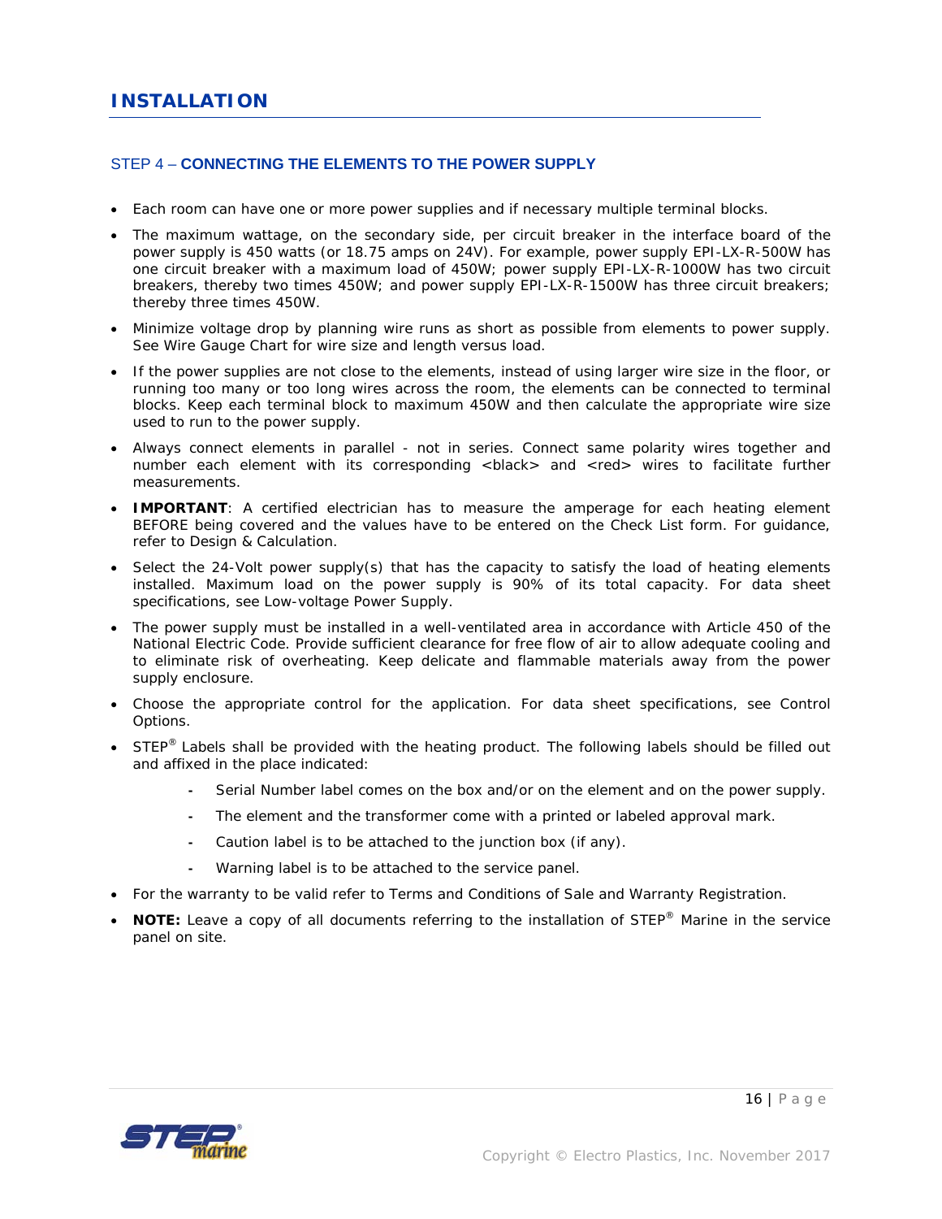# INSTALLATION

## STEP 4 – CONNECTING THE ELEMENTS TO THE POWER SUPPLY

- Each room can have one or more power supplies and if necessary multiple terminal blocks.
- The maximum wattage, on the secondary side, per circuit breaker in the interface board of the power supply is 450 watts (or 18.75 amps on 24V). For example, power supply EPI-LX-R-500W has one circuit breaker with a maximum load of 450W; power supply EPI-LX-R-1000W has two circuit breakers, thereby two times 450W; and power supply EPI-LX-R-1500W has three circuit breakers; thereby three times 450W.
- Minimize voltage drop by planning wire runs as short as possible from elements to power supply. See Wire Gauge Chart for wire size and length versus load.
- If the power supplies are not close to the elements, instead of using larger wire size in the floor, or running too many or too long wires across the room, the elements can be connected to terminal blocks. Keep each terminal block to maximum 450W and then calculate the appropriate wire size used to run to the power supply.
- Always connect elements in parallel - not in series. Connect same polarity wires together and number each element with its corresponding <black> and <red> wires to facilitate further measurements.
- **IMPORTANT**: A certified electrician has to measure the amperage for each heating element BEFORE being covered and the values have to be entered on the Check List form. For guidance, refer to Design & Calculation.
- Select the 24-Volt power supply(s) that has the capacity to satisfy the load of heating elements installed. Maximum load on the power supply is 90% of its total capacity. For data sheet specifications, see Low-voltage Power Supply.
- The power supply must be installed in a well-ventilated area in accordance with Article 450 of the National Electric Code. Provide sufficient clearance for free flow of air to allow adequate cooling and to eliminate risk of overheating. Keep delicate and flammable materials away from the power supply enclosure.
- Choose the appropriate control for the application. For data sheet specifications, see Control Options.
- STEP® Labels shall be provided with the heating product. The following labels should be filled out and affixed in the place indicated:
  - Serial Number label comes on the box and/or on the element and on the power supply.
  - The element and the transformer come with a printed or labeled approval mark.
  - Caution label is to be attached to the junction box (if any).
  - Warning label is to be attached to the service panel.
- For the warranty to be valid refer to Terms and Conditions of Sale and Warranty Registration.
- **NOTE:** Leave a copy of all documents referring to the installation of STEP® Marine in the service panel on site.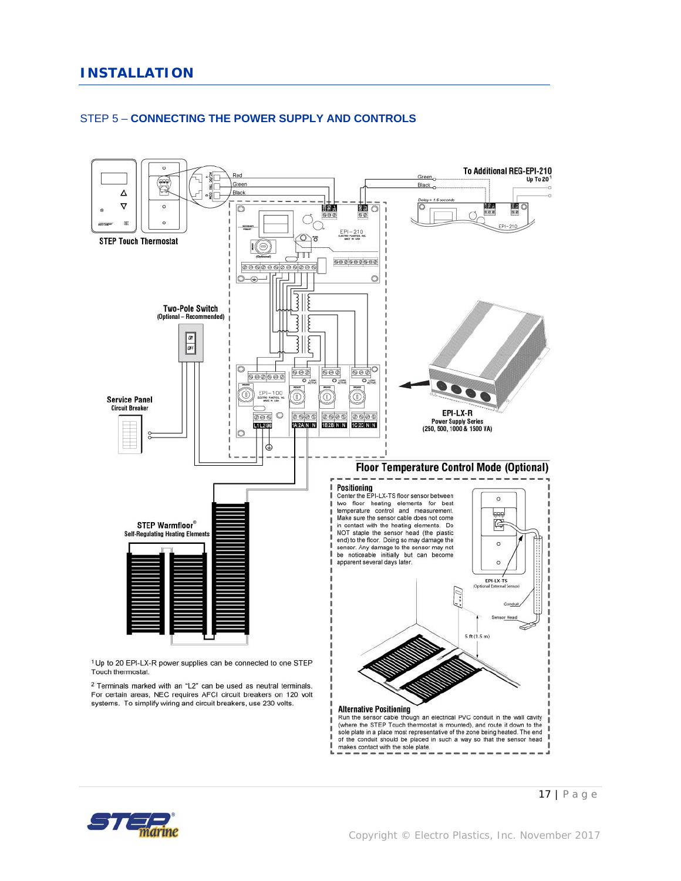# INSTALLATION

## STEP 5 – CONNECTING THE POWER SUPPLY AND CONTROLS

STEP Touch Thermostat

Red

Green

Black

To Additional REG-EPI-210 Up To 20[1]

Green

Black

Delay = 1.5 seconds

EPI-210

Two-Pole Switch (Optional – Recommended)

Service Panel Circuit Breaker

EPI-100

EPI-LX-R Power Supply Series (250, 500, 1000 & 1500 VA)

### Floor Temperature Control Mode (Optional)

**Positioning**

Center the EPI-LX-TS floor sensor between two floor heating elements for best temperature control and measurement. Make sure the sensor cable does not come in contact with the heating elements. Do NOT staple the sensor head (the plastic end) to the floor. Doing so may damage the sensor. Any damage to the sensor may not be noticeable initially but can become apparent several days later.

EPI-LX-TS (Optional External Sensor)

Conduit

Sensor Head

5 ft (1.5 m)

**Alternative Positioning**

Run the sensor cable though an electrical PVC conduit in the wall cavity (where the STEP Touch thermostat is mounted), and route it down to the sole plate in a place most representative of the zone being heated. The end of the conduit should be placed in such a way so that the sensor head makes contact with the sole plate.

STEP Warmfloor® Self-Regulating Heating Elements

[1] Up to 20 EPI-LX-R power supplies can be connected to one STEP Touch thermostat.

[2] Terminals marked with an "L2" can be used as neutral terminals. For certain areas, NEC requires AFCI circuit breakers on 120 volt systems. To simplify wiring and circuit breakers, use 230 volts.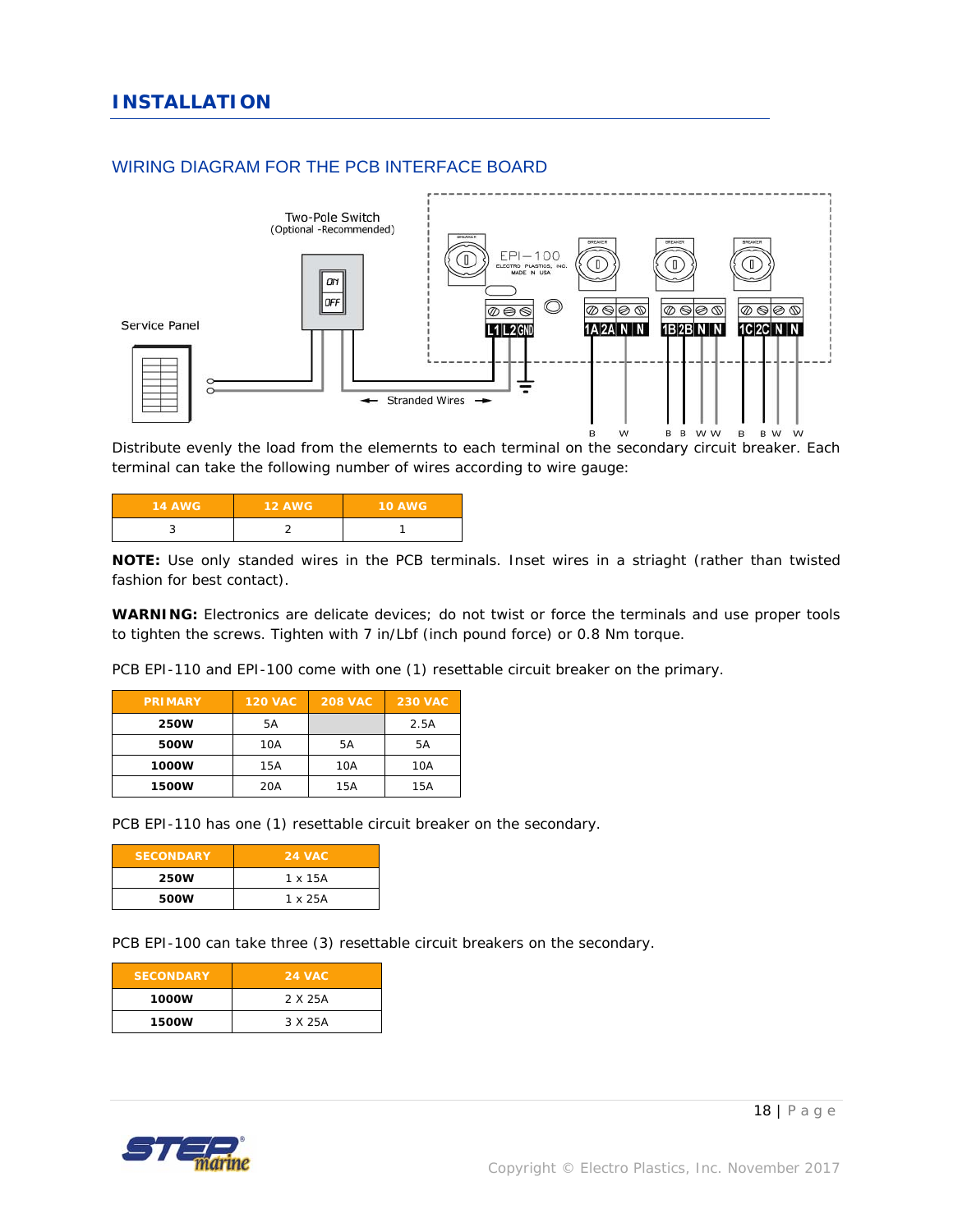# INSTALLATION

## WIRING DIAGRAM FOR THE PCB INTERFACE BOARD

Distribute evenly the load from the elemernts to each terminal on the secondary circuit breaker. Each terminal can take the following number of wires according to wire gauge:

| 14 AWG | 12 AWG | 10 AWG |
|---|---|---|
| 3 | 2 | 1 |

**NOTE:** Use only standed wires in the PCB terminals. Inset wires in a striaght (rather than twisted fashion for best contact).

**WARNING:** Electronics are delicate devices; do not twist or force the terminals and use proper tools to tighten the screws. Tighten with 7 in/Lbf (inch pound force) or 0.8 Nm torque.

PCB EPI-110 and EPI-100 come with one (1) resettable circuit breaker on the primary.

| PRIMARY | 120 VAC | 208 VAC | 230 VAC |
|---|---|---|---|
| **250W** | 5A | | 2.5A |
| **500W** | 10A | 5A | 5A |
| **1000W** | 15A | 10A | 10A |
| **1500W** | 20A | 15A | 15A |

PCB EPI-110 has one (1) resettable circuit breaker on the secondary.

| SECONDARY | 24 VAC |
|---|---|
| **250W** | 1 x 15A |
| **500W** | 1 x 25A |

PCB EPI-100 can take three (3) resettable circuit breakers on the secondary.

| SECONDARY | 24 VAC |
|---|---|
| **1000W** | 2 X 25A |
| **1500W** | 3 X 25A |

Copyright © Electro Plastics, Inc. November 2017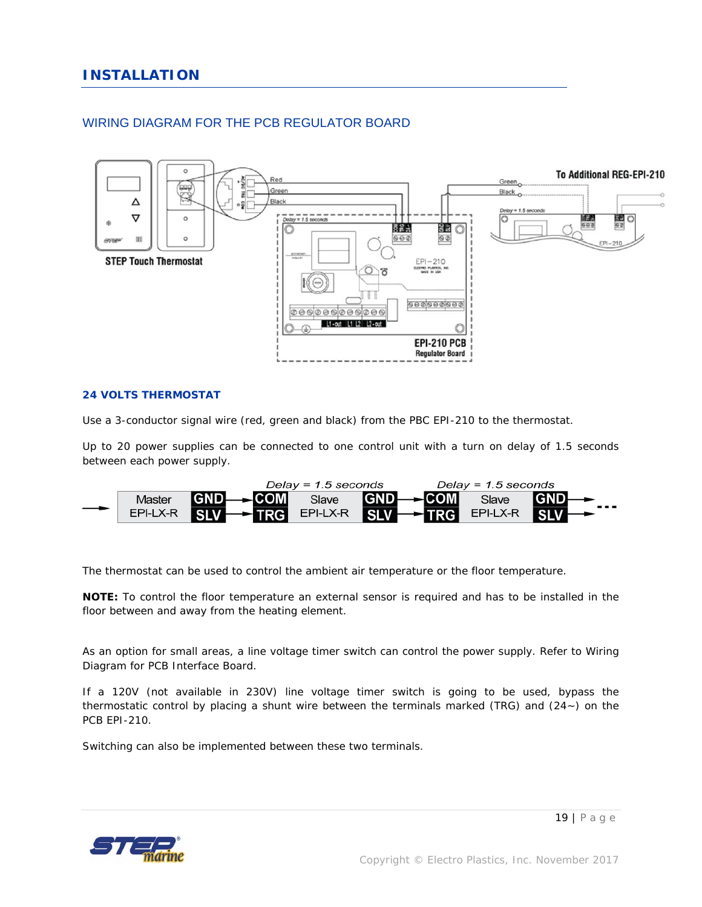# INSTALLATION

## WIRING DIAGRAM FOR THE PCB REGULATOR BOARD

### 24 VOLTS THERMOSTAT

Use a 3-conductor signal wire (red, green and black) from the PBC EPI-210 to the thermostat.

Up to 20 power supplies can be connected to one control unit with a turn on delay of 1.5 seconds between each power supply.

The thermostat can be used to control the ambient air temperature or the floor temperature.

**NOTE:** To control the floor temperature an external sensor is required and has to be installed in the floor between and away from the heating element.

As an option for small areas, a line voltage timer switch can control the power supply. Refer to Wiring Diagram for PCB Interface Board.

If a 120V (not available in 230V) line voltage timer switch is going to be used, bypass the thermostatic control by placing a shunt wire between the terminals marked (TRG) and (24~) on the PCB EPI-210.

Switching can also be implemented between these two terminals.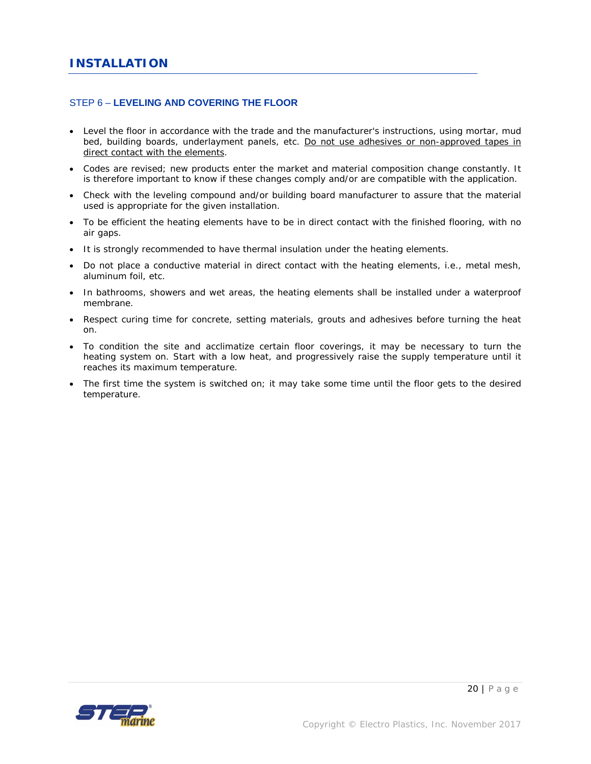# INSTALLATION

## STEP 6 – LEVELING AND COVERING THE FLOOR

- Level the floor in accordance with the trade and the manufacturer's instructions, using mortar, mud bed, building boards, underlayment panels, etc. <u>Do not use adhesives or non-approved tapes in direct contact with the elements</u>.
- Codes are revised; new products enter the market and material composition change constantly. It is therefore important to know if these changes comply and/or are compatible with the application.
- Check with the leveling compound and/or building board manufacturer to assure that the material used is appropriate for the given installation.
- To be efficient the heating elements have to be in direct contact with the finished flooring, with no air gaps.
- It is strongly recommended to have thermal insulation under the heating elements.
- Do not place a conductive material in direct contact with the heating elements, i.e., metal mesh, aluminum foil, etc.
- In bathrooms, showers and wet areas, the heating elements shall be installed under a waterproof membrane.
- Respect curing time for concrete, setting materials, grouts and adhesives before turning the heat on.
- To condition the site and acclimatize certain floor coverings, it may be necessary to turn the heating system on. Start with a low heat, and progressively raise the supply temperature until it reaches its maximum temperature.
- The first time the system is switched on; it may take some time until the floor gets to the desired temperature.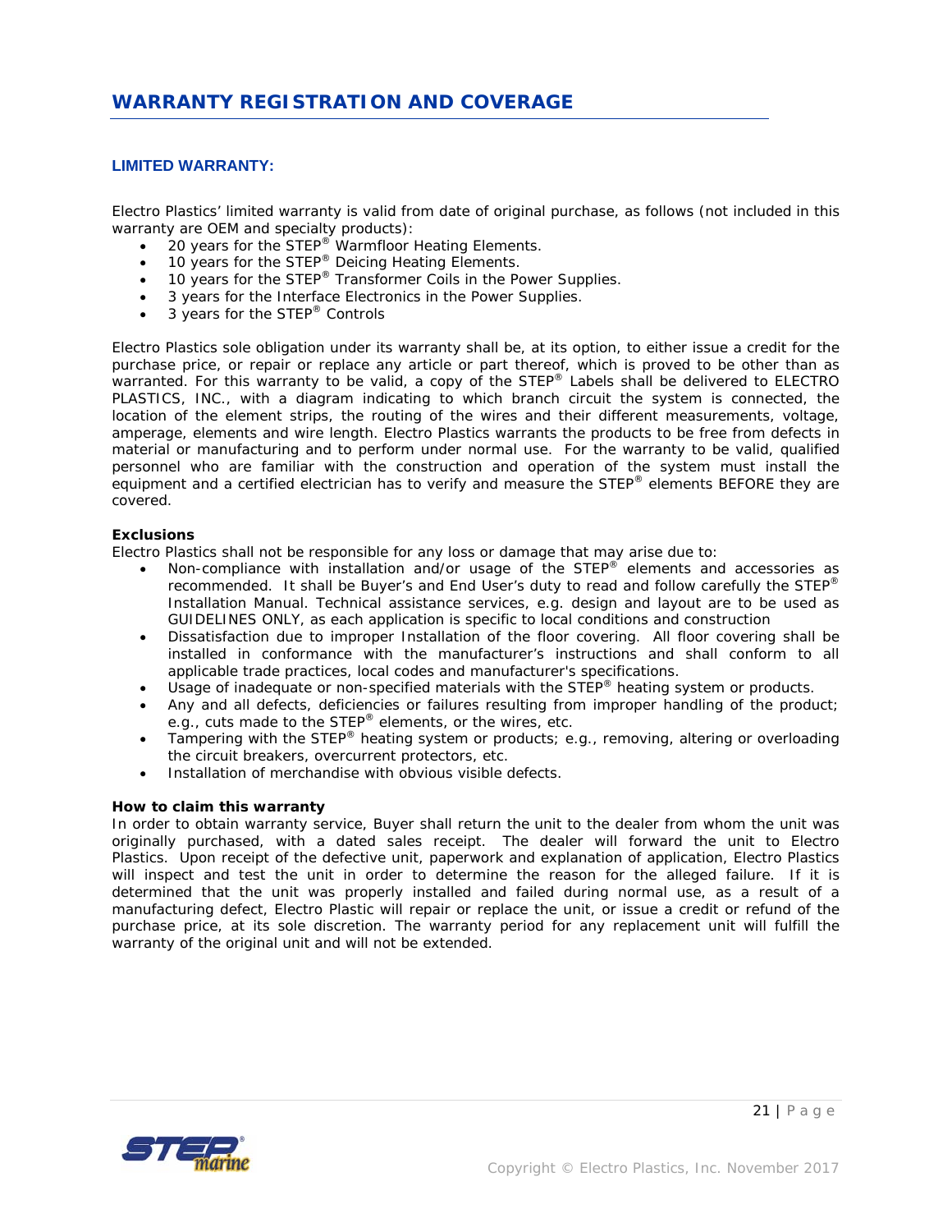# WARRANTY REGISTRATION AND COVERAGE

## LIMITED WARRANTY:

Electro Plastics' limited warranty is valid from date of original purchase, as follows (not included in this warranty are OEM and specialty products):

- 20 years for the STEP® Warmfloor Heating Elements.
- 10 years for the STEP® Deicing Heating Elements.
- 10 years for the STEP® Transformer Coils in the Power Supplies.
- 3 years for the Interface Electronics in the Power Supplies.
- 3 years for the STEP® Controls

Electro Plastics sole obligation under its warranty shall be, at its option, to either issue a credit for the purchase price, or repair or replace any article or part thereof, which is proved to be other than as warranted. For this warranty to be valid, a copy of the STEP® Labels shall be delivered to ELECTRO PLASTICS, INC., with a diagram indicating to which branch circuit the system is connected, the location of the element strips, the routing of the wires and their different measurements, voltage, amperage, elements and wire length. Electro Plastics warrants the products to be free from defects in material or manufacturing and to perform under normal use. For the warranty to be valid, qualified personnel who are familiar with the construction and operation of the system must install the equipment and a certified electrician has to verify and measure the STEP® elements BEFORE they are covered.

**Exclusions**

Electro Plastics shall not be responsible for any loss or damage that may arise due to:

- Non-compliance with installation and/or usage of the STEP® elements and accessories as recommended. It shall be Buyer's and End User's duty to read and follow carefully the STEP® Installation Manual. Technical assistance services, e.g. design and layout are to be used as GUIDELINES ONLY, as each application is specific to local conditions and construction
- Dissatisfaction due to improper Installation of the floor covering. All floor covering shall be installed in conformance with the manufacturer's instructions and shall conform to all applicable trade practices, local codes and manufacturer's specifications.
- Usage of inadequate or non-specified materials with the STEP® heating system or products.
- Any and all defects, deficiencies or failures resulting from improper handling of the product; e.g., cuts made to the STEP® elements, or the wires, etc.
- Tampering with the STEP® heating system or products; e.g., removing, altering or overloading the circuit breakers, overcurrent protectors, etc.
- Installation of merchandise with obvious visible defects.

**How to claim this warranty**

In order to obtain warranty service, Buyer shall return the unit to the dealer from whom the unit was originally purchased, with a dated sales receipt. The dealer will forward the unit to Electro Plastics. Upon receipt of the defective unit, paperwork and explanation of application, Electro Plastics will inspect and test the unit in order to determine the reason for the alleged failure. If it is determined that the unit was properly installed and failed during normal use, as a result of a manufacturing defect, Electro Plastic will repair or replace the unit, or issue a credit or refund of the purchase price, at its sole discretion. The warranty period for any replacement unit will fulfill the warranty of the original unit and will not be extended.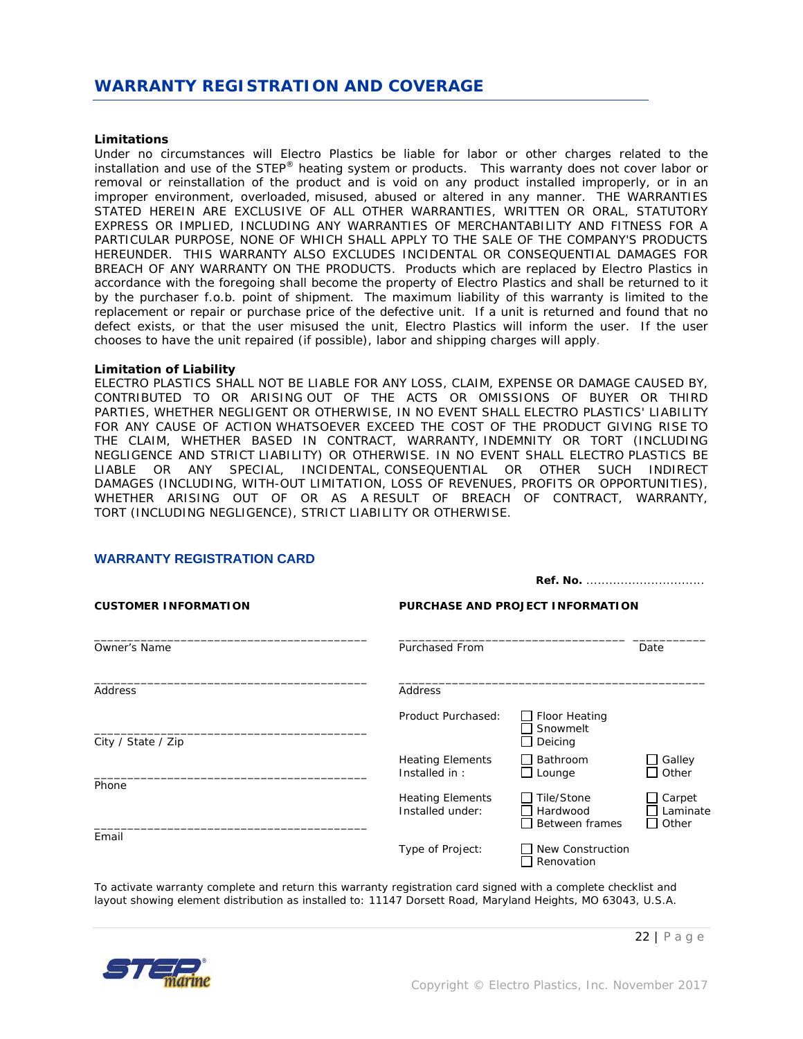## WARRANTY REGISTRATION AND COVERAGE

**Limitations**

Under no circumstances will Electro Plastics be liable for labor or other charges related to the installation and use of the STEP® heating system or products. This warranty does not cover labor or removal or reinstallation of the product and is void on any product installed improperly, or in an improper environment, overloaded, misused, abused or altered in any manner. THE WARRANTIES STATED HEREIN ARE EXCLUSIVE OF ALL OTHER WARRANTIES, WRITTEN OR ORAL, STATUTORY EXPRESS OR IMPLIED, INCLUDING ANY WARRANTIES OF MERCHANTABILITY AND FITNESS FOR A PARTICULAR PURPOSE, NONE OF WHICH SHALL APPLY TO THE SALE OF THE COMPANY'S PRODUCTS HEREUNDER. THIS WARRANTY ALSO EXCLUDES INCIDENTAL OR CONSEQUENTIAL DAMAGES FOR BREACH OF ANY WARRANTY ON THE PRODUCTS. Products which are replaced by Electro Plastics in accordance with the foregoing shall become the property of Electro Plastics and shall be returned to it by the purchaser f.o.b. point of shipment. The maximum liability of this warranty is limited to the replacement or repair or purchase price of the defective unit. If a unit is returned and found that no defect exists, or that the user misused the unit, Electro Plastics will inform the user. If the user chooses to have the unit repaired (if possible), labor and shipping charges will apply.

**Limitation of Liability**

ELECTRO PLASTICS SHALL NOT BE LIABLE FOR ANY LOSS, CLAIM, EXPENSE OR DAMAGE CAUSED BY, CONTRIBUTED TO OR ARISING OUT OF THE ACTS OR OMISSIONS OF BUYER OR THIRD PARTIES, WHETHER NEGLIGENT OR OTHERWISE, IN NO EVENT SHALL ELECTRO PLASTICS' LIABILITY FOR ANY CAUSE OF ACTION WHATSOEVER EXCEED THE COST OF THE PRODUCT GIVING RISE TO THE CLAIM, WHETHER BASED IN CONTRACT, WARRANTY, INDEMNITY OR TORT (INCLUDING NEGLIGENCE AND STRICT LIABILITY) OR OTHERWISE. IN NO EVENT SHALL ELECTRO PLASTICS BE LIABLE OR ANY SPECIAL, INCIDENTAL, CONSEQUENTIAL OR OTHER SUCH INDIRECT DAMAGES (INCLUDING, WITH-OUT LIMITATION, LOSS OF REVENUES, PROFITS OR OPPORTUNITIES), WHETHER ARISING OUT OF OR AS A RESULT OF BREACH OF CONTRACT, WARRANTY, TORT (INCLUDING NEGLIGENCE), STRICT LIABILITY OR OTHERWISE.

### WARRANTY REGISTRATION CARD

**Ref. No.** ...............................

**CUSTOMER INFORMATION**

_________________________________________
Owner's Name

_________________________________________
Address

_________________________________________
City / State / Zip

_________________________________________
Phone

_________________________________________
Email

**PURCHASE AND PROJECT INFORMATION**

_________________________________ ___________
Purchased From Date

_______________________________________________
Address

Product Purchased:
☐ Floor Heating
☐ Snowmelt
☐ Deicing

Heating Elements Installed in :
☐ Bathroom
☐ Lounge
☐ Galley
☐ Other

Heating Elements Installed under:
☐ Tile/Stone
☐ Hardwood
☐ Between frames
☐ Carpet
☐ Laminate
☐ Other

Type of Project:
☐ New Construction
☐ Renovation

To activate warranty complete and return this warranty registration card signed with a complete checklist and layout showing element distribution as installed to: 11147 Dorsett Road, Maryland Heights, MO 63043, U.S.A.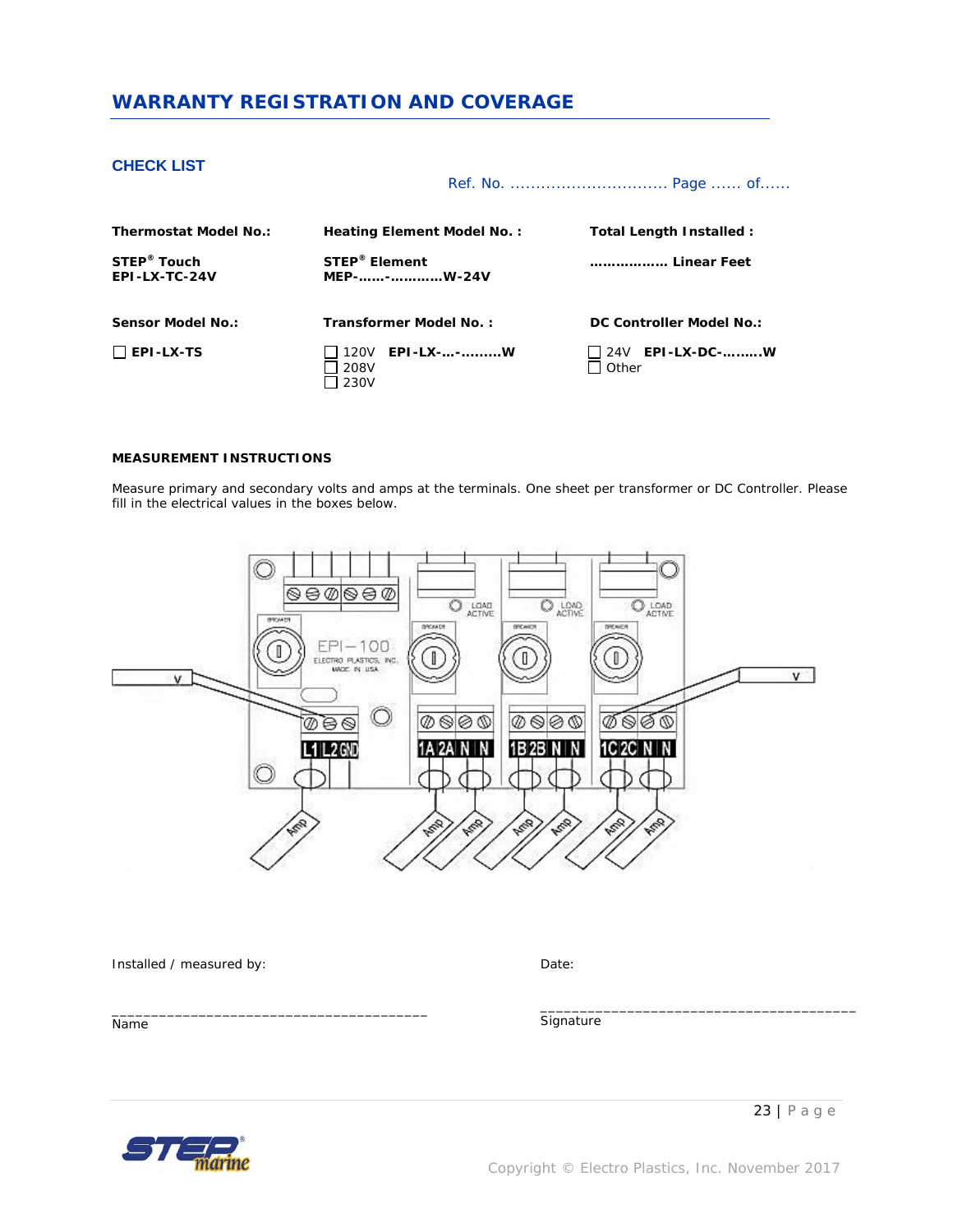## WARRANTY REGISTRATION AND COVERAGE

### CHECK LIST

Ref. No. ................................ Page ...... of......

| Thermostat Model No.: | Heating Element Model No. : | Total Length Installed : |
|---|---|---|
| **STEP® Touch** **EPI-LX-TC-24V** | **STEP® Element** **MEP-......-...........W-24V** | **................ Linear Feet** |

| Sensor Model No.: | Transformer Model No. : | DC Controller Model No.: |
|---|---|---|
| ☐ **EPI-LX-TS** | ☐ 120V **EPI-LX-...-.........W** ☐ 208V ☐ 230V | ☐ 24V **EPI-LX-DC-.........W** ☐ Other |

**MEASUREMENT INSTRUCTIONS**

Measure primary and secondary volts and amps at the terminals. One sheet per transformer or DC Controller. Please fill in the electrical values in the boxes below.

Installed / measured by:

________________________________________
Name

Date:

________________________________________
Signature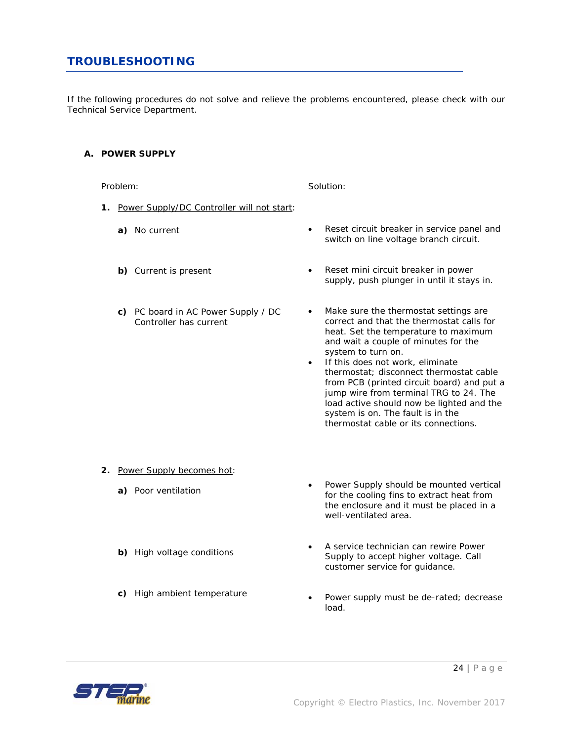## TROUBLESHOOTING

If the following procedures do not solve and relieve the problems encountered, please check with our Technical Service Department.

### A. POWER SUPPLY

| Problem: | Solution: |
|---|---|
| **1.** Power Supply/DC Controller will not start: | |
| **a)** No current | • Reset circuit breaker in service panel and switch on line voltage branch circuit. |
| **b)** Current is present | • Reset mini circuit breaker in power supply, push plunger in until it stays in. |
| **c)** PC board in AC Power Supply / DC Controller has current | • Make sure the thermostat settings are correct and that the thermostat calls for heat. Set the temperature to maximum and wait a couple of minutes for the system to turn on.<br>• If this does not work, eliminate thermostat; disconnect thermostat cable from PCB (printed circuit board) and put a jump wire from terminal TRG to 24. The load active should now be lighted and the system is on. The fault is in the thermostat cable or its connections. |
| **2.** Power Supply becomes hot: | |
| **a)** Poor ventilation | • Power Supply should be mounted vertical for the cooling fins to extract heat from the enclosure and it must be placed in a well-ventilated area. |
| **b)** High voltage conditions | • A service technician can rewire Power Supply to accept higher voltage. Call customer service for guidance. |
| **c)** High ambient temperature | • Power supply must be de-rated; decrease load. |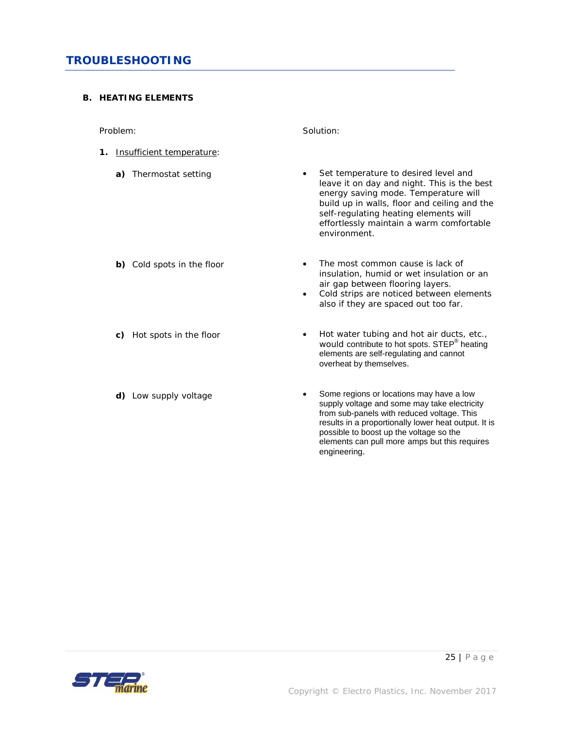## TROUBLESHOOTING

### B. HEATING ELEMENTS

| Problem: | Solution: |
|---|---|
| **1.** Insufficient temperature: | |
| **a)** Thermostat setting | • Set temperature to desired level and leave it on day and night. This is the best energy saving mode. Temperature will build up in walls, floor and ceiling and the self-regulating heating elements will effortlessly maintain a warm comfortable environment. |
| **b)** Cold spots in the floor | • The most common cause is lack of insulation, humid or wet insulation or an air gap between flooring layers.<br>• Cold strips are noticed between elements also if they are spaced out too far. |
| **c)** Hot spots in the floor | • Hot water tubing and hot air ducts, etc., would contribute to hot spots. STEP® heating elements are self-regulating and cannot overheat by themselves. |
| **d)** Low supply voltage | • Some regions or locations may have a low supply voltage and some may take electricity from sub-panels with reduced voltage. This results in a proportionally lower heat output. It is possible to boost up the voltage so the elements can pull more amps but this requires engineering. |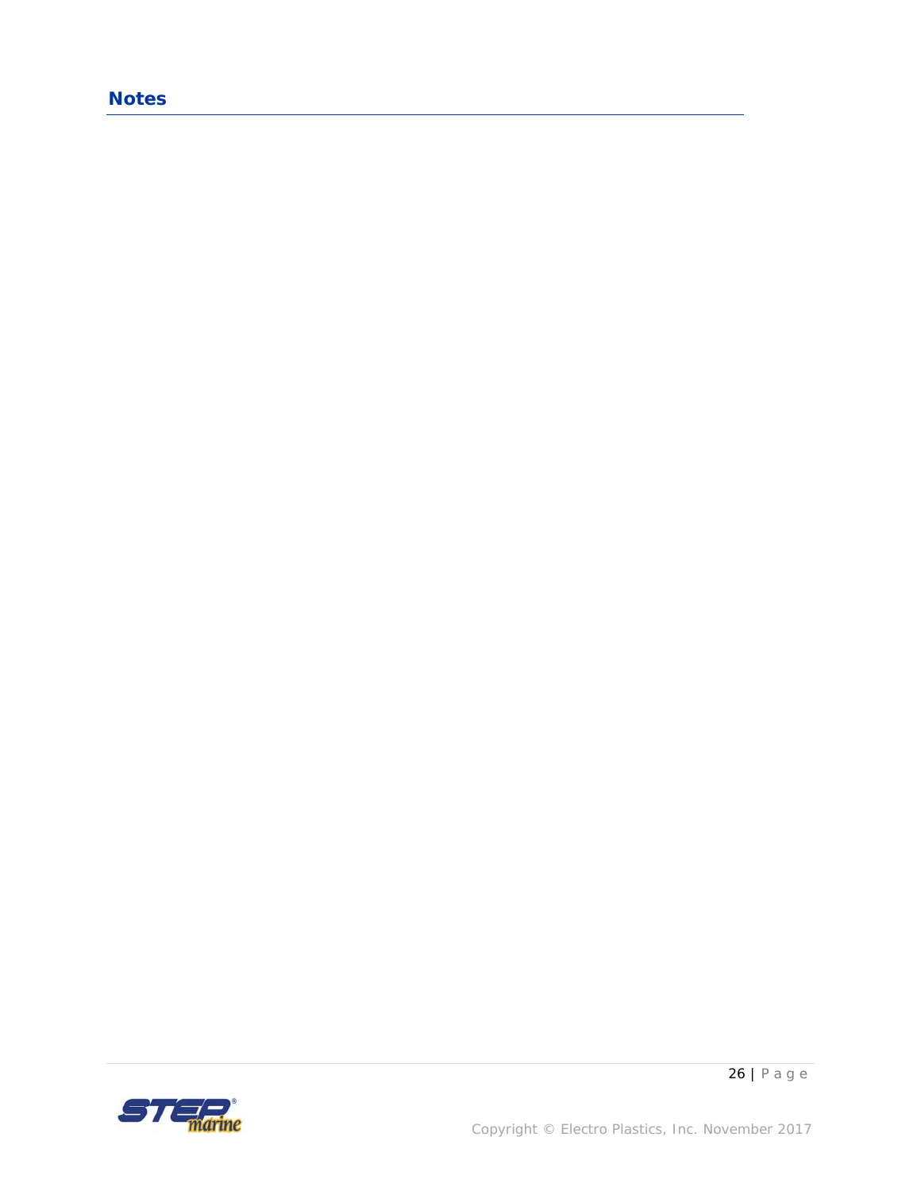## Notes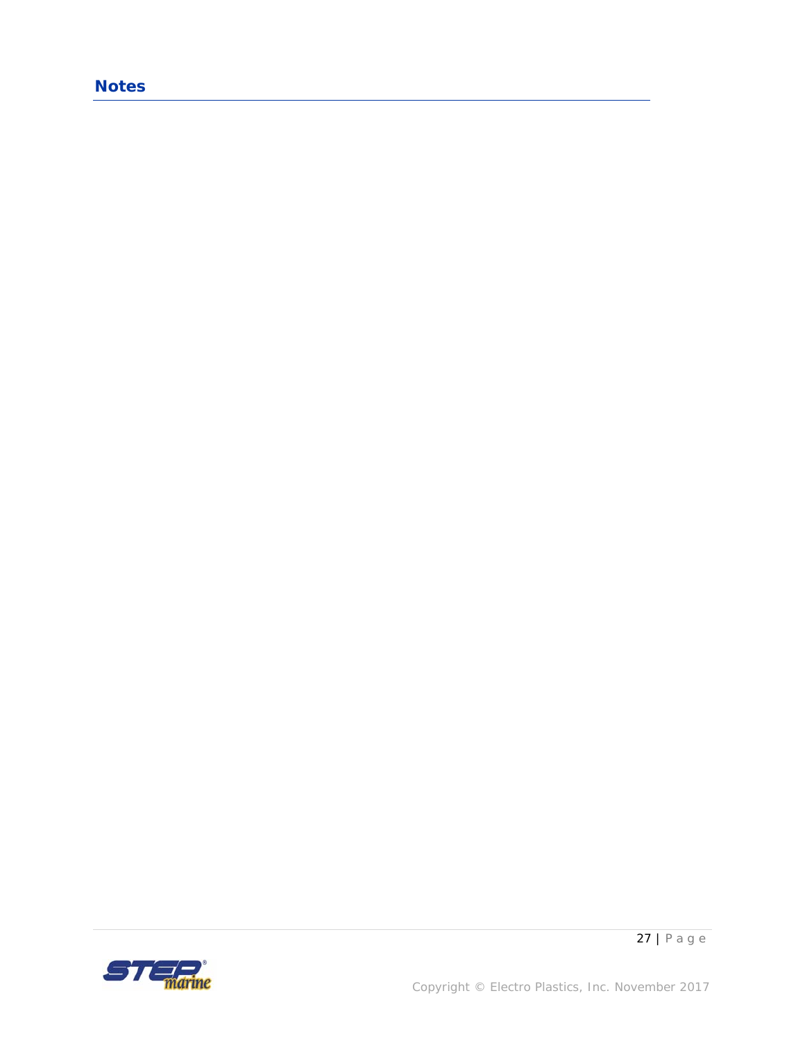## Notes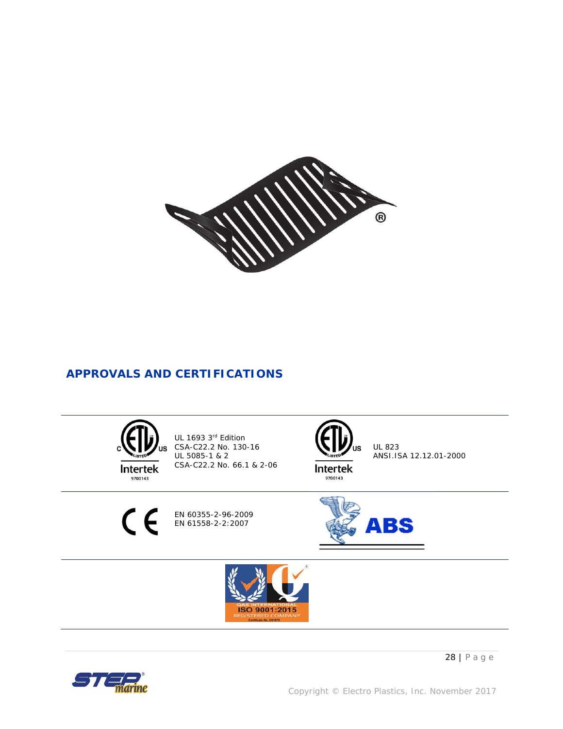## APPROVALS AND CERTIFICATIONS

| | | | |
|---|---|---|---|
| Intertek 9700143 | UL 1693 3rd Edition<br>CSA-C22.2 No. 130-16<br>UL 5085-1 & 2<br>CSA-C22.2 No. 66.1 & 2-06 | Intertek 9700143 | UL 823<br>ANSI.ISA 12.12.01-2000 |
| CE | EN 60355-2-96-2009<br>EN 61558-2-2:2007 | ABS | |

QAS INTERNATIONAL
ISO 9001:2015
REGISTERED COMPANY
Certificate No. US1879

Copyright © Electro Plastics, Inc. November 2017